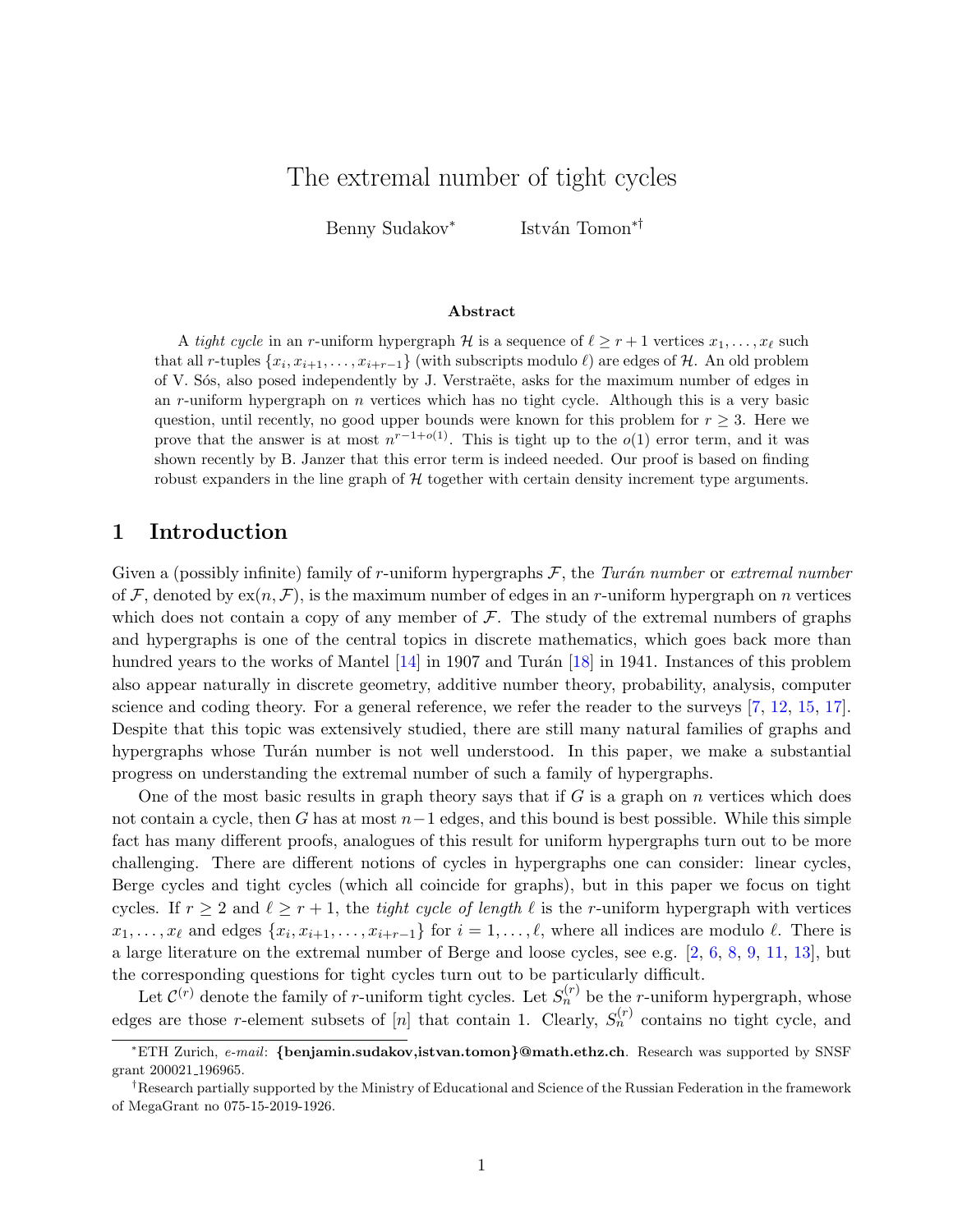# The extremal number of tight cycles

Benny Sudakov[*] István Tomon[*†]

## Abstract

A *tight cycle* in an $r$-uniform hypergraph $\mathcal{H}$ is a sequence of $\ell \geq r+1$ vertices $x_1, \dots, x_\ell$ such that all $r$-tuples $\{x_i, x_{i+1}, \dots, x_{i+r-1}\}$ (with subscripts modulo $\ell$) are edges of $\mathcal{H}$. An old problem of V. Sós, also posed independently by J. Verstraëte, asks for the maximum number of edges in an $r$-uniform hypergraph on $n$ vertices which has no tight cycle. Although this is a very basic question, until recently, no good upper bounds were known for this problem for $r \geq 3$. Here we prove that the answer is at most $n^{r-1+o(1)}$. This is tight up to the $o(1)$ error term, and it was shown recently by B. Janzer that this error term is indeed needed. Our proof is based on finding robust expanders in the line graph of $\mathcal{H}$ together with certain density increment type arguments.

## 1 Introduction

Given a (possibly infinite) family of $r$-uniform hypergraphs $\mathcal{F}$, the *Turán number* or *extremal number* of $\mathcal{F}$, denoted by $\mathrm{ex}(n, \mathcal{F})$, is the maximum number of edges in an $r$-uniform hypergraph on $n$ vertices which does not contain a copy of any member of $\mathcal{F}$. The study of the extremal numbers of graphs and hypergraphs is one of the central topics in discrete mathematics, which goes back more than hundred years to the works of Mantel [14] in 1907 and Turán [18] in 1941. Instances of this problem also appear naturally in discrete geometry, additive number theory, probability, analysis, computer science and coding theory. For a general reference, we refer the reader to the surveys [7, 12, 15, 17]. Despite that this topic was extensively studied, there are still many natural families of graphs and hypergraphs whose Turán number is not well understood. In this paper, we make a substantial progress on understanding the extremal number of such a family of hypergraphs.

One of the most basic results in graph theory says that if $G$ is a graph on $n$ vertices which does not contain a cycle, then $G$ has at most $n-1$ edges, and this bound is best possible. While this simple fact has many different proofs, analogues of this result for uniform hypergraphs turn out to be more challenging. There are different notions of cycles in hypergraphs one can consider: linear cycles, Berge cycles and tight cycles (which all coincide for graphs), but in this paper we focus on tight cycles. If $r \geq 2$ and $\ell \geq r+1$, the *tight cycle of length* $\ell$ is the $r$-uniform hypergraph with vertices $x_1, \dots, x_\ell$ and edges $\{x_i, x_{i+1}, \dots, x_{i+r-1}\}$ for $i = 1, \dots, \ell$, where all indices are modulo $\ell$. There is a large literature on the extremal number of Berge and loose cycles, see e.g. [2, 6, 8, 9, 11, 13], but the corresponding questions for tight cycles turn out to be particularly difficult.

Let $\mathcal{C}^{(r)}$ denote the family of $r$-uniform tight cycles. Let $S_n^{(r)}$ be the $r$-uniform hypergraph, whose edges are those $r$-element subsets of $[n]$ that contain 1. Clearly, $S_n^{(r)}$ contains no tight cycle, and

---

[*] ETH Zurich, *e-mail*: **{benjamin.sudakov,istvan.tomon}@math.ethz.ch**. Research was supported by SNSF grant 200021_196965.

[†] Research partially supported by the Ministry of Educational and Science of the Russian Federation in the framework of MegaGrant no 075-15-2019-1926.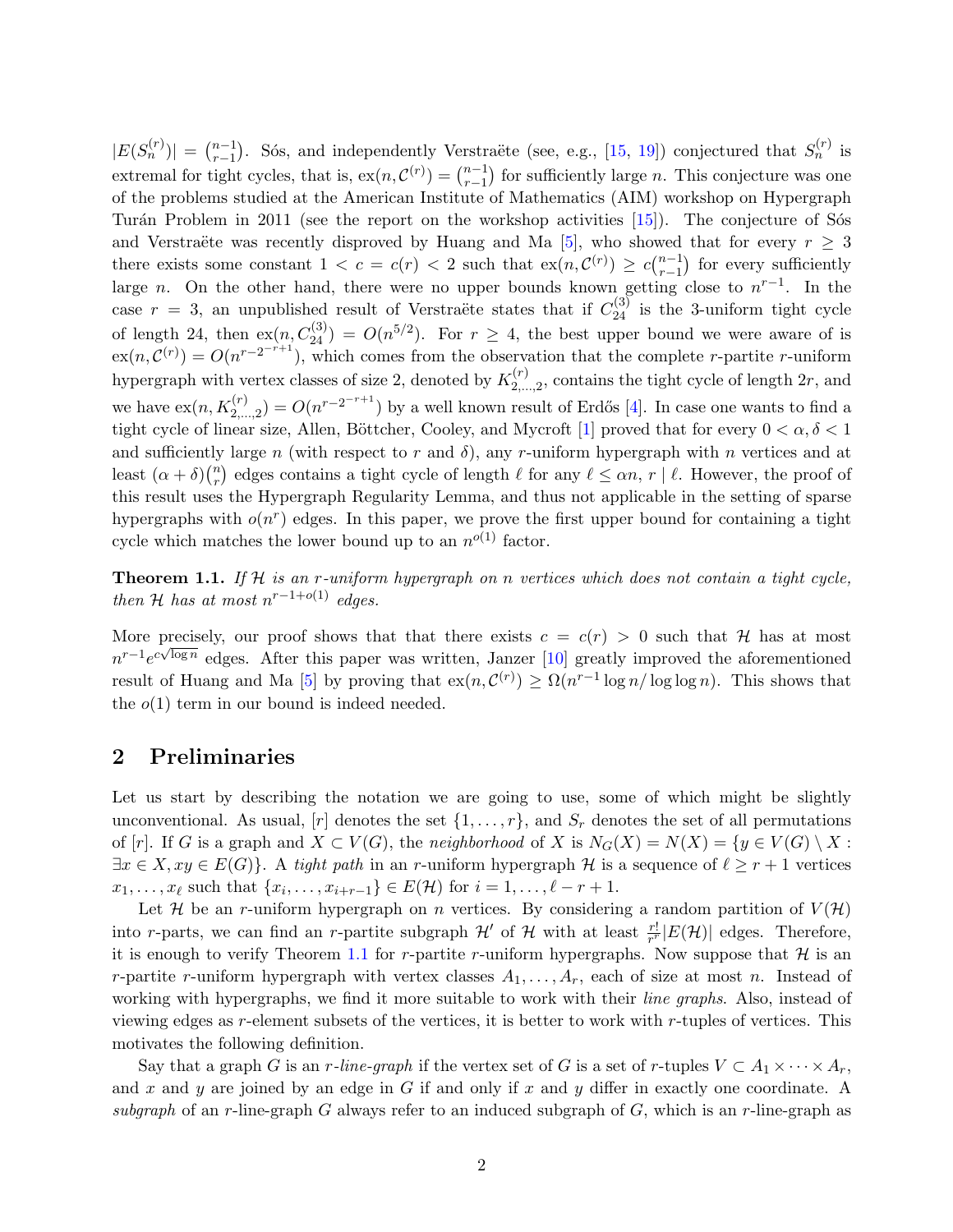$|E(S_n^{(r)})| = \binom{n-1}{r-1}$. Sós, and independently Verstraëte (see, e.g., [15, 19]) conjectured that $S_n^{(r)}$ is extremal for tight cycles, that is, $\text{ex}(n, \mathcal{C}^{(r)}) = \binom{n-1}{r-1}$ for sufficiently large $n$. This conjecture was one of the problems studied at the American Institute of Mathematics (AIM) workshop on Hypergraph Turán Problem in 2011 (see the report on the workshop activities [15]). The conjecture of Sós and Verstraëte was recently disproved by Huang and Ma [5], who showed that for every $r \geq 3$ there exists some constant $1 < c = c(r) < 2$ such that $\text{ex}(n, \mathcal{C}^{(r)}) \geq c\binom{n-1}{r-1}$ for every sufficiently large $n$. On the other hand, there were no upper bounds known getting close to $n^{r-1}$. In the case $r = 3$, an unpublished result of Verstraëte states that if $C_{24}^{(3)}$ is the 3-uniform tight cycle of length 24, then $\text{ex}(n, C_{24}^{(3)}) = O(n^{5/2})$. For $r \geq 4$, the best upper bound we were aware of is $\text{ex}(n, \mathcal{C}^{(r)}) = O(n^{r-2^{-r+1}})$, which comes from the observation that the complete $r$-partite $r$-uniform hypergraph with vertex classes of size 2, denoted by $K_{2,\dots,2}^{(r)}$, contains the tight cycle of length $2r$, and we have $\text{ex}(n, K_{2,\dots,2}^{(r)}) = O(n^{r-2^{-r+1}})$ by a well known result of Erdős [4]. In case one wants to find a tight cycle of linear size, Allen, Böttcher, Cooley, and Mycroft [1] proved that for every $0 < \alpha, \delta < 1$ and sufficiently large $n$ (with respect to $r$ and $\delta$), any $r$-uniform hypergraph with $n$ vertices and at least $(\alpha + \delta)\binom{n}{r}$ edges contains a tight cycle of length $\ell$ for any $\ell \leq \alpha n$, $r \mid \ell$. However, the proof of this result uses the Hypergraph Regularity Lemma, and thus not applicable in the setting of sparse hypergraphs with $o(n^r)$ edges. In this paper, we prove the first upper bound for containing a tight cycle which matches the lower bound up to an $n^{o(1)}$ factor.

**Theorem 1.1.** *If $\mathcal{H}$ is an $r$-uniform hypergraph on $n$ vertices which does not contain a tight cycle, then $\mathcal{H}$ has at most $n^{r-1+o(1)}$ edges.*

More precisely, our proof shows that that there exists $c = c(r) > 0$ such that $\mathcal{H}$ has at most $n^{r-1}e^{c\sqrt{\log n}}$ edges. After this paper was written, Janzer [10] greatly improved the aforementioned result of Huang and Ma [5] by proving that $\text{ex}(n, \mathcal{C}^{(r)}) \geq \Omega(n^{r-1}\log n/\log\log n)$. This shows that the $o(1)$ term in our bound is indeed needed.

## 2 Preliminaries

Let us start by describing the notation we are going to use, some of which might be slightly unconventional. As usual, $[r]$ denotes the set $\{1, \dots, r\}$, and $S_r$ denotes the set of all permutations of $[r]$. If $G$ is a graph and $X \subset V(G)$, the *neighborhood* of $X$ is $N_G(X) = N(X) = \{y \in V(G) \setminus X : \exists x \in X, xy \in E(G)\}$. A *tight path* in an $r$-uniform hypergraph $\mathcal{H}$ is a sequence of $\ell \geq r+1$ vertices $x_1, \dots, x_\ell$ such that $\{x_i, \dots, x_{i+r-1}\} \in E(\mathcal{H})$ for $i = 1, \dots, \ell - r + 1$.

Let $\mathcal{H}$ be an $r$-uniform hypergraph on $n$ vertices. By considering a random partition of $V(\mathcal{H})$ into $r$-parts, we can find an $r$-partite subgraph $\mathcal{H}'$ of $\mathcal{H}$ with at least $\frac{r!}{r^r}|E(\mathcal{H})|$ edges. Therefore, it is enough to verify Theorem 1.1 for $r$-partite $r$-uniform hypergraphs. Now suppose that $\mathcal{H}$ is an $r$-partite $r$-uniform hypergraph with vertex classes $A_1, \dots, A_r$, each of size at most $n$. Instead of working with hypergraphs, we find it more suitable to work with their *line graphs*. Also, instead of viewing edges as $r$-element subsets of the vertices, it is better to work with $r$-tuples of vertices. This motivates the following definition.

Say that a graph $G$ is an *$r$-line-graph* if the vertex set of $G$ is a set of $r$-tuples $V \subset A_1 \times \cdots \times A_r$, and $x$ and $y$ are joined by an edge in $G$ if and only if $x$ and $y$ differ in exactly one coordinate. A *subgraph* of an $r$-line-graph $G$ always refer to an induced subgraph of $G$, which is an $r$-line-graph as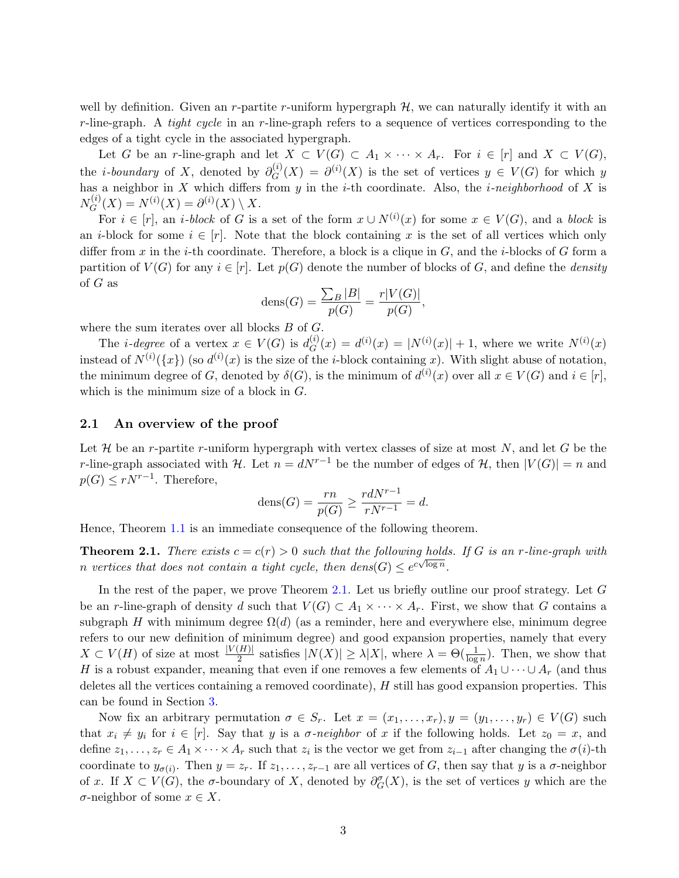well by definition. Given an $r$-partite $r$-uniform hypergraph $\mathcal{H}$, we can naturally identify it with an $r$-line-graph. A *tight cycle* in an $r$-line-graph refers to a sequence of vertices corresponding to the edges of a tight cycle in the associated hypergraph.

Let $G$ be an $r$-line-graph and let $X \subset V(G) \subset A_1 \times \cdots \times A_r$. For $i \in [r]$ and $X \subset V(G)$, the *$i$-boundary* of $X$, denoted by $\partial_G^{(i)}(X) = \partial^{(i)}(X)$ is the set of vertices $y \in V(G)$ for which $y$ has a neighbor in $X$ which differs from $y$ in the $i$-th coordinate. Also, the *$i$-neighborhood* of $X$ is $N_G^{(i)}(X) = N^{(i)}(X) = \partial^{(i)}(X) \setminus X$.

For $i \in [r]$, an *$i$-block* of $G$ is a set of the form $x \cup N^{(i)}(x)$ for some $x \in V(G)$, and a *block* is an $i$-block for some $i \in [r]$. Note that the block containing $x$ is the set of all vertices which only differ from $x$ in the $i$-th coordinate. Therefore, a block is a clique in $G$, and the $i$-blocks of $G$ form a partition of $V(G)$ for any $i \in [r]$. Let $p(G)$ denote the number of blocks of $G$, and define the *density* of $G$ as

$$\text{dens}(G) = \frac{\sum_B |B|}{p(G)} = \frac{r|V(G)|}{p(G)},$$

where the sum iterates over all blocks $B$ of $G$.

The *$i$-degree* of a vertex $x \in V(G)$ is $d_G^{(i)}(x) = d^{(i)}(x) = |N^{(i)}(x)| + 1$, where we write $N^{(i)}(x)$ instead of $N^{(i)}(\{x\})$ (so $d^{(i)}(x)$ is the size of the $i$-block containing $x$). With slight abuse of notation, the minimum degree of $G$, denoted by $\delta(G)$, is the minimum of $d^{(i)}(x)$ over all $x \in V(G)$ and $i \in [r]$, which is the minimum size of a block in $G$.

## 2.1 An overview of the proof

Let $\mathcal{H}$ be an $r$-partite $r$-uniform hypergraph with vertex classes of size at most $N$, and let $G$ be the $r$-line-graph associated with $\mathcal{H}$. Let $n = dN^{r-1}$ be the number of edges of $\mathcal{H}$, then $|V(G)| = n$ and $p(G) \leq rN^{r-1}$. Therefore,

$$\text{dens}(G) = \frac{rn}{p(G)} \geq \frac{rdN^{r-1}}{rN^{r-1}} = d.$$

Hence, Theorem 1.1 is an immediate consequence of the following theorem.

**Theorem 2.1.** *There exists $c = c(r) > 0$ such that the following holds. If $G$ is an $r$-line-graph with $n$ vertices that does not contain a tight cycle, then $dens(G) \leq e^{c\sqrt{\log n}}$.*

In the rest of the paper, we prove Theorem 2.1. Let us briefly outline our proof strategy. Let $G$ be an $r$-line-graph of density $d$ such that $V(G) \subset A_1 \times \cdots \times A_r$. First, we show that $G$ contains a subgraph $H$ with minimum degree $\Omega(d)$ (as a reminder, here and everywhere else, minimum degree refers to our new definition of minimum degree) and good expansion properties, namely that every $X \subset V(H)$ of size at most $\frac{|V(H)|}{2}$ satisfies $|N(X)| \geq \lambda|X|$, where $\lambda = \Theta(\frac{1}{\log n})$. Then, we show that $H$ is a robust expander, meaning that even if one removes a few elements of $A_1 \cup \cdots \cup A_r$ (and thus deletes all the vertices containing a removed coordinate), $H$ still has good expansion properties. This can be found in Section 3.

Now fix an arbitrary permutation $\sigma \in S_r$. Let $x = (x_1, \ldots, x_r), y = (y_1, \ldots, y_r) \in V(G)$ such that $x_i \neq y_i$ for $i \in [r]$. Say that $y$ is a *$\sigma$-neighbor* of $x$ if the following holds. Let $z_0 = x$, and define $z_1, \ldots, z_r \in A_1 \times \cdots \times A_r$ such that $z_i$ is the vector we get from $z_{i-1}$ after changing the $\sigma(i)$-th coordinate to $y_{\sigma(i)}$. Then $y = z_r$. If $z_1, \ldots, z_{r-1}$ are all vertices of $G$, then say that $y$ is a $\sigma$-neighbor of $x$. If $X \subset V(G)$, the $\sigma$-boundary of $X$, denoted by $\partial_G^{\sigma}(X)$, is the set of vertices $y$ which are the $\sigma$-neighbor of some $x \in X$.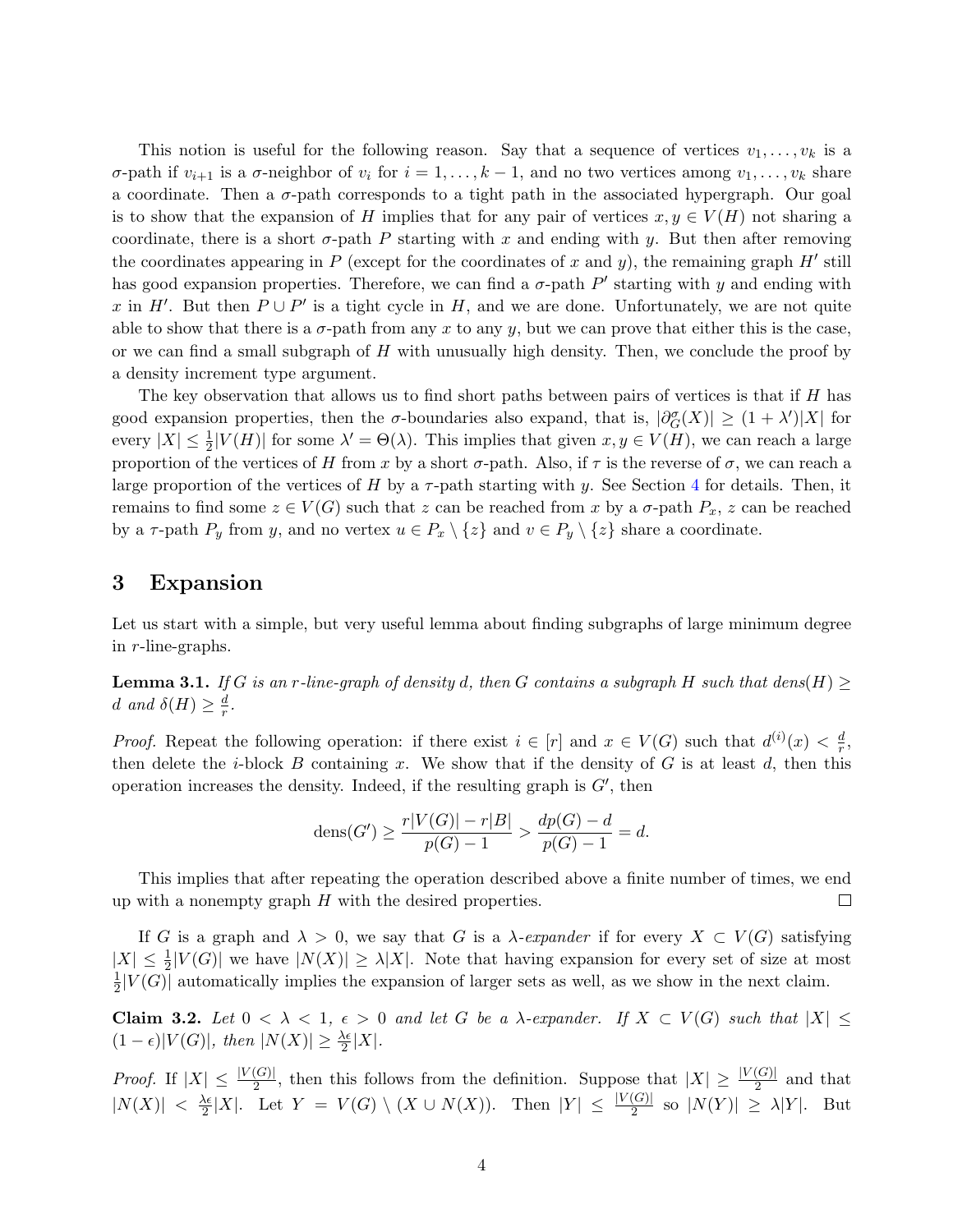This notion is useful for the following reason. Say that a sequence of vertices $v_1, \dots, v_k$ is a $\sigma$-path if $v_{i+1}$ is a $\sigma$-neighbor of $v_i$ for $i = 1, \dots, k-1$, and no two vertices among $v_1, \dots, v_k$ share a coordinate. Then a $\sigma$-path corresponds to a tight path in the associated hypergraph. Our goal is to show that the expansion of $H$ implies that for any pair of vertices $x, y \in V(H)$ not sharing a coordinate, there is a short $\sigma$-path $P$ starting with $x$ and ending with $y$. But then after removing the coordinates appearing in $P$ (except for the coordinates of $x$ and $y$), the remaining graph $H'$ still has good expansion properties. Therefore, we can find a $\sigma$-path $P'$ starting with $y$ and ending with $x$ in $H'$. But then $P \cup P'$ is a tight cycle in $H$, and we are done. Unfortunately, we are not quite able to show that there is a $\sigma$-path from any $x$ to any $y$, but we can prove that either this is the case, or we can find a small subgraph of $H$ with unusually high density. Then, we conclude the proof by a density increment type argument.

The key observation that allows us to find short paths between pairs of vertices is that if $H$ has good expansion properties, then the $\sigma$-boundaries also expand, that is, $|\partial_G^\sigma(X)| \geq (1+\lambda')|X|$ for every $|X| \leq \frac{1}{2}|V(H)|$ for some $\lambda' = \Theta(\lambda)$. This implies that given $x, y \in V(H)$, we can reach a large proportion of the vertices of $H$ from $x$ by a short $\sigma$-path. Also, if $\tau$ is the reverse of $\sigma$, we can reach a large proportion of the vertices of $H$ by a $\tau$-path starting with $y$. See Section 4 for details. Then, it remains to find some $z \in V(G)$ such that $z$ can be reached from $x$ by a $\sigma$-path $P_x$, $z$ can be reached by a $\tau$-path $P_y$ from $y$, and no vertex $u \in P_x \setminus \{z\}$ and $v \in P_y \setminus \{z\}$ share a coordinate.

## 3 Expansion

Let us start with a simple, but very useful lemma about finding subgraphs of large minimum degree in $r$-line-graphs.

**Lemma 3.1.** *If $G$ is an $r$-line-graph of density $d$, then $G$ contains a subgraph $H$ such that $dens(H) \geq d$ and $\delta(H) \geq \frac{d}{r}$.*

*Proof.* Repeat the following operation: if there exist $i \in [r]$ and $x \in V(G)$ such that $d^{(i)}(x) < \frac{d}{r}$, then delete the $i$-block $B$ containing $x$. We show that if the density of $G$ is at least $d$, then this operation increases the density. Indeed, if the resulting graph is $G'$, then

$$\text{dens}(G') \geq \frac{r|V(G)| - r|B|}{p(G) - 1} > \frac{dp(G) - d}{p(G) - 1} = d.$$

This implies that after repeating the operation described above a finite number of times, we end up with a nonempty graph $H$ with the desired properties. $\square$

If $G$ is a graph and $\lambda > 0$, we say that $G$ is a *$\lambda$-expander* if for every $X \subset V(G)$ satisfying $|X| \leq \frac{1}{2}|V(G)|$ we have $|N(X)| \geq \lambda|X|$. Note that having expansion for every set of size at most $\frac{1}{2}|V(G)|$ automatically implies the expansion of larger sets as well, as we show in the next claim.

**Claim 3.2.** *Let $0 < \lambda < 1$, $\epsilon > 0$ and let $G$ be a $\lambda$-expander. If $X \subset V(G)$ such that $|X| \leq (1-\epsilon)|V(G)|$, then $|N(X)| \geq \frac{\lambda\epsilon}{2}|X|$.*

*Proof.* If $|X| \leq \frac{|V(G)|}{2}$, then this follows from the definition. Suppose that $|X| \geq \frac{|V(G)|}{2}$ and that $|N(X)| < \frac{\lambda\epsilon}{2}|X|$. Let $Y = V(G) \setminus (X \cup N(X))$. Then $|Y| \leq \frac{|V(G)|}{2}$ so $|N(Y)| \geq \lambda|Y|$. But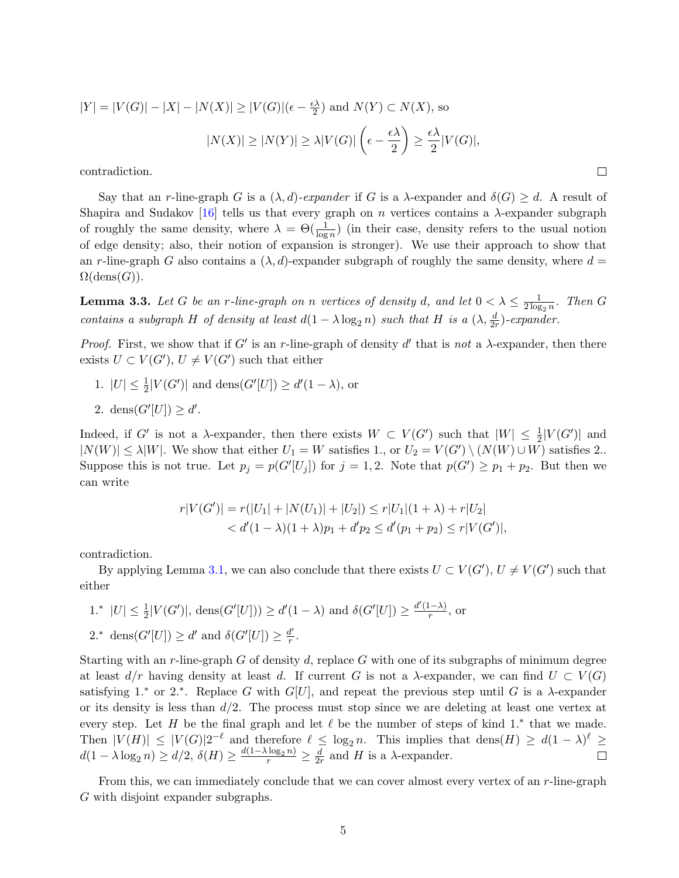$|Y| = |V(G)| - |X| - |N(X)| \geq |V(G)|(\epsilon - \frac{\epsilon\lambda}{2})$ and $N(Y) \subset N(X)$, so

$$|N(X)| \geq |N(Y)| \geq \lambda |V(G)| \left(\epsilon - \frac{\epsilon\lambda}{2}\right) \geq \frac{\epsilon\lambda}{2}|V(G)|,$$

contradiction. □

Say that an $r$-line-graph $G$ is a $(\lambda, d)$-*expander* if $G$ is a $\lambda$-expander and $\delta(G) \geq d$. A result of Shapira and Sudakov [16] tells us that every graph on $n$ vertices contains a $\lambda$-expander subgraph of roughly the same density, where $\lambda = \Theta(\frac{1}{\log n})$ (in their case, density refers to the usual notion of edge density; also, their notion of expansion is stronger). We use their approach to show that an $r$-line-graph $G$ also contains a $(\lambda, d)$-expander subgraph of roughly the same density, where $d = \Omega(\text{dens}(G))$.

**Lemma 3.3.** *Let $G$ be an $r$-line-graph on $n$ vertices of density $d$, and let $0 < \lambda \leq \frac{1}{2\log_2 n}$. Then $G$ contains a subgraph $H$ of density at least $d(1 - \lambda \log_2 n)$ such that $H$ is a $(\lambda, \frac{d}{2r})$-expander.*

*Proof.* First, we show that if $G'$ is an $r$-line-graph of density $d'$ that is *not* a $\lambda$-expander, then there exists $U \subset V(G')$, $U \neq V(G')$ such that either

1. $|U| \leq \frac{1}{2}|V(G')|$ and $\text{dens}(G'[U]) \geq d'(1 - \lambda)$, or
2. $\text{dens}(G'[U]) \geq d'$.

Indeed, if $G'$ is not a $\lambda$-expander, then there exists $W \subset V(G')$ such that $|W| \leq \frac{1}{2}|V(G')|$ and $|N(W)| \leq \lambda|W|$. We show that either $U_1 = W$ satisfies 1., or $U_2 = V(G') \setminus (N(W) \cup W)$ satisfies 2.. Suppose this is not true. Let $p_j = p(G'[U_j])$ for $j = 1, 2$. Note that $p(G') \geq p_1 + p_2$. But then we can write

$$\begin{aligned} r|V(G')| &= r(|U_1| + |N(U_1)| + |U_2|) \leq r|U_1|(1 + \lambda) + r|U_2| \\ &< d'(1 - \lambda)(1 + \lambda)p_1 + d'p_2 \leq d'(p_1 + p_2) \leq r|V(G')|, \end{aligned}$$

contradiction.

By applying Lemma 3.1, we can also conclude that there exists $U \subset V(G')$, $U \neq V(G')$ such that either

1.* $|U| \leq \frac{1}{2}|V(G')|$, $\text{dens}(G'[U])) \geq d'(1 - \lambda)$ and $\delta(G'[U]) \geq \frac{d'(1-\lambda)}{r}$, or

2.* $\text{dens}(G'[U]) \geq d'$ and $\delta(G'[U]) \geq \frac{d'}{r}$.

Starting with an $r$-line-graph $G$ of density $d$, replace $G$ with one of its subgraphs of minimum degree at least $d/r$ having density at least $d$. If current $G$ is not a $\lambda$-expander, we can find $U \subset V(G)$ satisfying 1.* or 2.*. Replace $G$ with $G[U]$, and repeat the previous step until $G$ is a $\lambda$-expander or its density is less than $d/2$. The process must stop since we are deleting at least one vertex at every step. Let $H$ be the final graph and let $\ell$ be the number of steps of kind 1.* that we made. Then $|V(H)| \leq |V(G)|2^{-\ell}$ and therefore $\ell \leq \log_2 n$. This implies that $\text{dens}(H) \geq d(1 - \lambda)^\ell \geq d(1 - \lambda \log_2 n) \geq d/2$, $\delta(H) \geq \frac{d(1-\lambda \log_2 n)}{r} \geq \frac{d}{2r}$ and $H$ is a $\lambda$-expander. □

From this, we can immediately conclude that we can cover almost every vertex of an $r$-line-graph $G$ with disjoint expander subgraphs.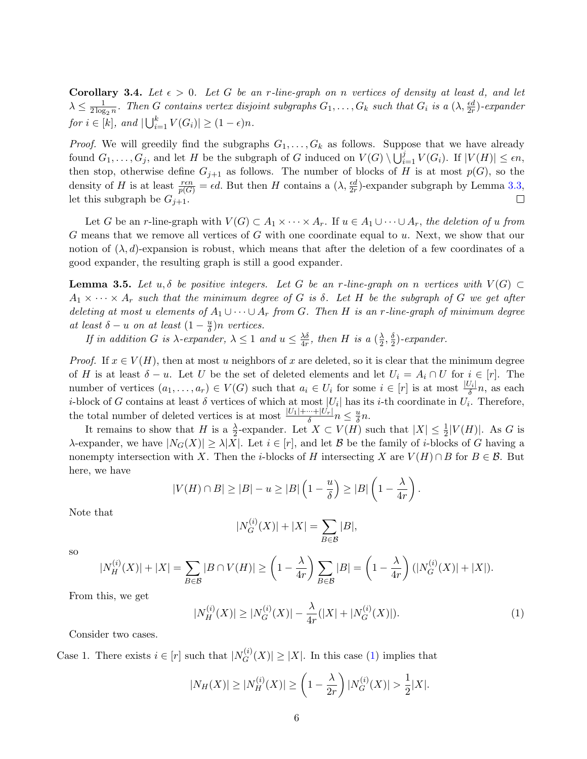**Corollary 3.4.** *Let $\epsilon > 0$. Let $G$ be an $r$-line-graph on $n$ vertices of density at least $d$, and let $\lambda \leq \frac{1}{2\log_2 n}$. Then $G$ contains vertex disjoint subgraphs $G_1, \dots, G_k$ such that $G_i$ is a $(\lambda, \frac{\epsilon d}{2r})$-expander for $i \in [k]$, and $|\bigcup_{i=1}^{k} V(G_i)| \geq (1-\epsilon)n$.*

*Proof.* We will greedily find the subgraphs $G_1, \dots, G_k$ as follows. Suppose that we have already found $G_1, \dots, G_j$, and let $H$ be the subgraph of $G$ induced on $V(G) \setminus \bigcup_{i=1}^{j} V(G_i)$. If $|V(H)| \leq \epsilon n$, then stop, otherwise define $G_{j+1}$ as follows. The number of blocks of $H$ is at most $p(G)$, so the density of $H$ is at least $\frac{r\epsilon n}{p(G)} = \epsilon d$. But then $H$ contains a $(\lambda, \frac{\epsilon d}{2r})$-expander subgraph by Lemma 3.3, let this subgraph be $G_{j+1}$. $\square$

Let $G$ be an $r$-line-graph with $V(G) \subset A_1 \times \dots \times A_r$. If $u \in A_1 \cup \dots \cup A_r$, *the deletion of $u$ from $G$* means that we remove all vertices of $G$ with one coordinate equal to $u$. Next, we show that our notion of $(\lambda, d)$-expansion is robust, which means that after the deletion of a few coordinates of a good expander, the resulting graph is still a good expander.

**Lemma 3.5.** *Let $u, \delta$ be positive integers. Let $G$ be an $r$-line-graph on $n$ vertices with $V(G) \subset A_1 \times \dots \times A_r$ such that the minimum degree of $G$ is $\delta$. Let $H$ be the subgraph of $G$ we get after deleting at most $u$ elements of $A_1 \cup \dots \cup A_r$ from $G$. Then $H$ is an $r$-line-graph of minimum degree at least $\delta - u$ on at least $(1 - \frac{u}{\delta})n$ vertices.*

*If in addition $G$ is $\lambda$-expander, $\lambda \leq 1$ and $u \leq \frac{\lambda\delta}{4r}$, then $H$ is a $(\frac{\lambda}{2}, \frac{\delta}{2})$-expander.*

*Proof.* If $x \in V(H)$, then at most $u$ neighbors of $x$ are deleted, so it is clear that the minimum degree of $H$ is at least $\delta - u$. Let $U$ be the set of deleted elements and let $U_i = A_i \cap U$ for $i \in [r]$. The number of vertices $(a_1, \dots, a_r) \in V(G)$ such that $a_i \in U_i$ for some $i \in [r]$ is at most $\frac{|U_i|}{\delta}n$, as each $i$-block of $G$ contains at least $\delta$ vertices of which at most $|U_i|$ has its $i$-th coordinate in $U_i$. Therefore, the total number of deleted vertices is at most $\frac{|U_1| + \dots + |U_r|}{\delta}n \leq \frac{u}{\delta}n$.

It remains to show that $H$ is a $\frac{\lambda}{2}$-expander. Let $X \subset V(H)$ such that $|X| \leq \frac{1}{2}|V(H)|$. As $G$ is $\lambda$-expander, we have $|N_G(X)| \geq \lambda|X|$. Let $i \in [r]$, and let $\mathcal{B}$ be the family of $i$-blocks of $G$ having a nonempty intersection with $X$. Then the $i$-blocks of $H$ intersecting $X$ are $V(H) \cap B$ for $B \in \mathcal{B}$. But here, we have

$$|V(H) \cap B| \geq |B| - u \geq |B|\left(1 - \frac{u}{\delta}\right) \geq |B|\left(1 - \frac{\lambda}{4r}\right).$$

Note that

$$|N_G^{(i)}(X)| + |X| = \sum_{B \in \mathcal{B}} |B|,$$

so

$$|N_H^{(i)}(X)| + |X| = \sum_{B \in \mathcal{B}} |B \cap V(H)| \geq \left(1 - \frac{\lambda}{4r}\right) \sum_{B \in \mathcal{B}} |B| = \left(1 - \frac{\lambda}{4r}\right)(|N_G^{(i)}(X)| + |X|).$$

From this, we get

$$|N_H^{(i)}(X)| \geq |N_G^{(i)}(X)| - \frac{\lambda}{4r}(|X| + |N_G^{(i)}(X)|). \tag{1}$$

Consider two cases.

Case 1. There exists $i \in [r]$ such that $|N_G^{(i)}(X)| \geq |X|$. In this case (1) implies that

$$|N_H(X)| \geq |N_H^{(i)}(X)| \geq \left(1 - \frac{\lambda}{2r}\right)|N_G^{(i)}(X)| > \frac{1}{2}|X|.$$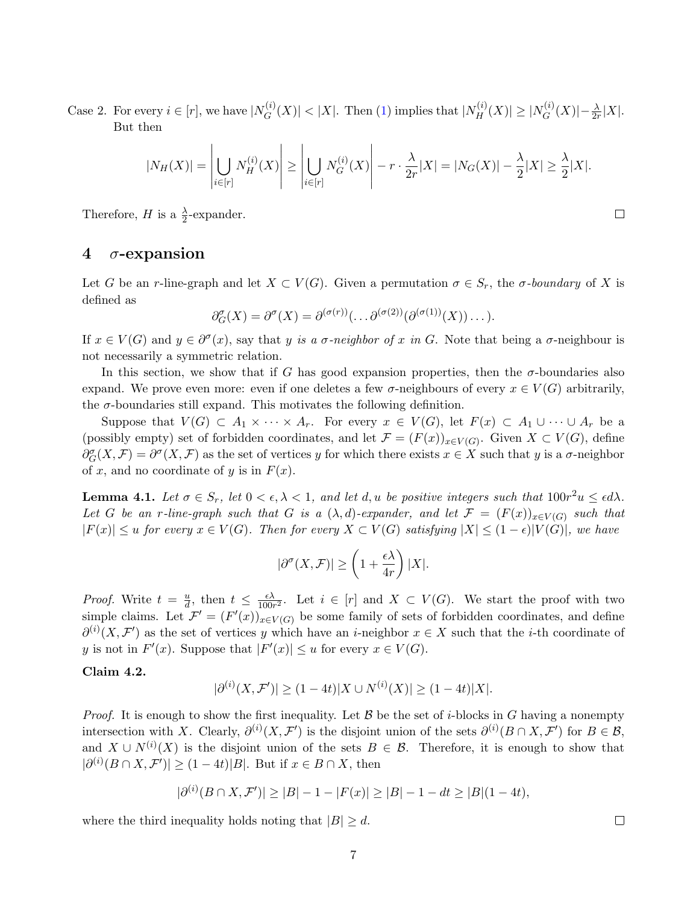Case 2. For every $i \in [r]$, we have $|N_G^{(i)}(X)| < |X|$. Then (1) implies that $|N_H^{(i)}(X)| \geq |N_G^{(i)}(X)| - \frac{\lambda}{2r}|X|$. But then

$$|N_H(X)| = \left|\bigcup_{i\in[r]} N_H^{(i)}(X)\right| \geq \left|\bigcup_{i\in[r]} N_G^{(i)}(X)\right| - r\cdot\frac{\lambda}{2r}|X| = |N_G(X)| - \frac{\lambda}{2}|X| \geq \frac{\lambda}{2}|X|.$$

Therefore, $H$ is a $\frac{\lambda}{2}$-expander. □

## 4 $\sigma$-expansion

Let $G$ be an $r$-line-graph and let $X \subset V(G)$. Given a permutation $\sigma \in S_r$, the *$\sigma$-boundary* of $X$ is defined as

$$\partial_G^\sigma(X) = \partial^\sigma(X) = \partial^{(\sigma(r))}(\dots\partial^{(\sigma(2))}(\partial^{(\sigma(1))}(X))\dots).$$

If $x \in V(G)$ and $y \in \partial^\sigma(x)$, say that *$y$ is a $\sigma$-neighbor of $x$ in $G$*. Note that being a $\sigma$-neighbour is not necessarily a symmetric relation.

In this section, we show that if $G$ has good expansion properties, then the $\sigma$-boundaries also expand. We prove even more: even if one deletes a few $\sigma$-neighbours of every $x \in V(G)$ arbitrarily, the $\sigma$-boundaries still expand. This motivates the following definition.

Suppose that $V(G) \subset A_1 \times \dots \times A_r$. For every $x \in V(G)$, let $F(x) \subset A_1 \cup \dots \cup A_r$ be a (possibly empty) set of forbidden coordinates, and let $\mathcal{F} = (F(x))_{x\in V(G)}$. Given $X \subset V(G)$, define $\partial_G^\sigma(X,\mathcal{F}) = \partial^\sigma(X,\mathcal{F})$ as the set of vertices $y$ for which there exists $x \in X$ such that $y$ is a $\sigma$-neighbor of $x$, and no coordinate of $y$ is in $F(x)$.

**Lemma 4.1.** *Let $\sigma \in S_r$, let $0 < \epsilon, \lambda < 1$, and let $d, u$ be positive integers such that $100r^2u \leq \epsilon d\lambda$. Let $G$ be an $r$-line-graph such that $G$ is a $(\lambda, d)$-expander, and let $\mathcal{F} = (F(x))_{x\in V(G)}$ such that $|F(x)| \leq u$ for every $x \in V(G)$. Then for every $X \subset V(G)$ satisfying $|X| \leq (1-\epsilon)|V(G)|$, we have*

$$|\partial^\sigma(X,\mathcal{F})| \geq \left(1 + \frac{\epsilon\lambda}{4r}\right)|X|.$$

*Proof.* Write $t = \frac{u}{d}$, then $t \leq \frac{\epsilon\lambda}{100r^2}$. Let $i \in [r]$ and $X \subset V(G)$. We start the proof with two simple claims. Let $\mathcal{F}' = (F'(x))_{x\in V(G)}$ be some family of sets of forbidden coordinates, and define $\partial^{(i)}(X,\mathcal{F}')$ as the set of vertices $y$ which have an $i$-neighbor $x \in X$ such that the $i$-th coordinate of $y$ is not in $F'(x)$. Suppose that $|F'(x)| \leq u$ for every $x \in V(G)$.

**Claim 4.2.**

$$|\partial^{(i)}(X,\mathcal{F}')| \geq (1-4t)|X \cup N^{(i)}(X)| \geq (1-4t)|X|.$$

*Proof.* It is enough to show the first inequality. Let $\mathcal{B}$ be the set of $i$-blocks in $G$ having a nonempty intersection with $X$. Clearly, $\partial^{(i)}(X,\mathcal{F}')$ is the disjoint union of the sets $\partial^{(i)}(B \cap X,\mathcal{F}')$ for $B \in \mathcal{B}$, and $X \cup N^{(i)}(X)$ is the disjoint union of the sets $B \in \mathcal{B}$. Therefore, it is enough to show that $|\partial^{(i)}(B\cap X,\mathcal{F}')| \geq (1-4t)|B|$. But if $x \in B \cap X$, then

$$|\partial^{(i)}(B\cap X,\mathcal{F}')| \geq |B| - 1 - |F(x)| \geq |B| - 1 - dt \geq |B|(1-4t),$$

where the third inequality holds noting that $|B| \geq d$. □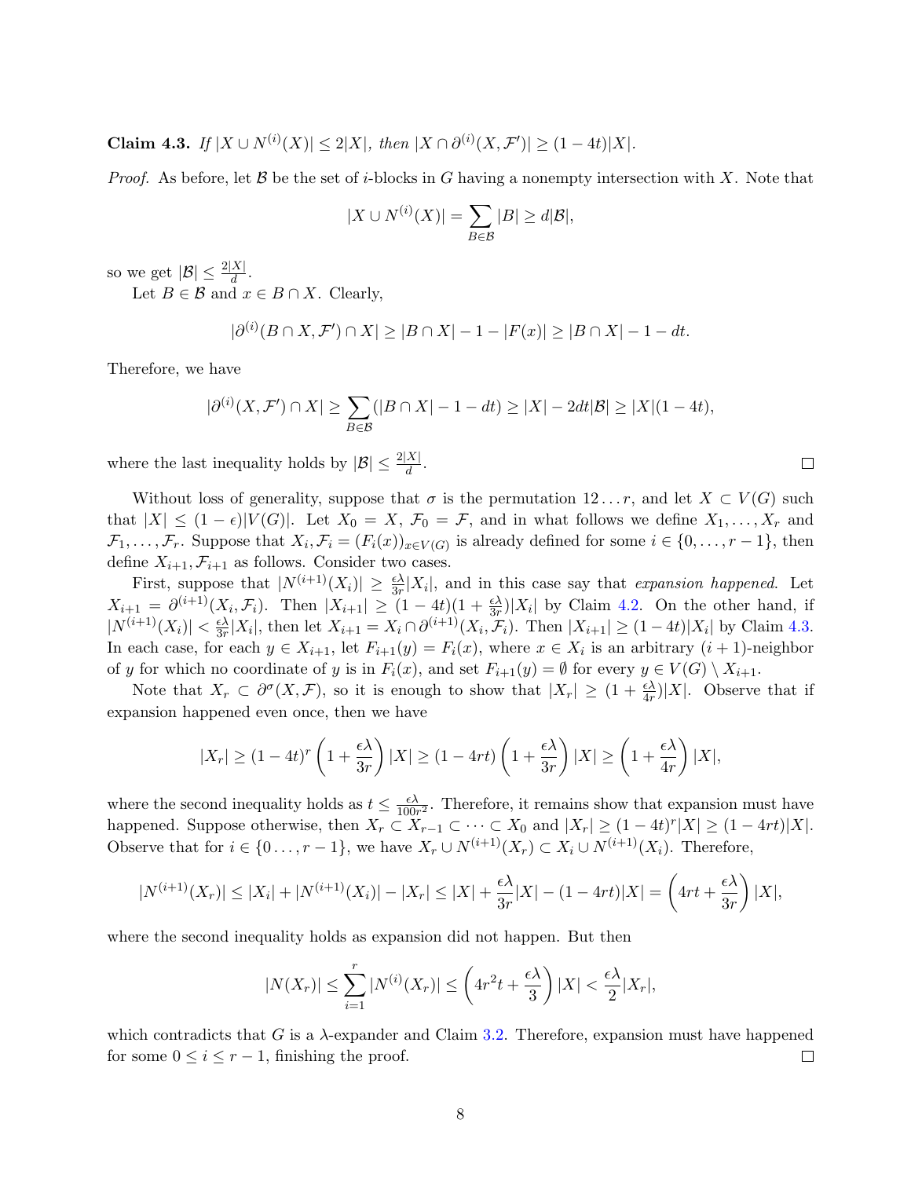**Claim 4.3.** *If $|X \cup N^{(i)}(X)| \leq 2|X|$, then $|X \cap \partial^{(i)}(X, \mathcal{F}')| \geq (1-4t)|X|$.*

*Proof.* As before, let $\mathcal{B}$ be the set of $i$-blocks in $G$ having a nonempty intersection with $X$. Note that

$$|X \cup N^{(i)}(X)| = \sum_{B \in \mathcal{B}} |B| \geq d|\mathcal{B}|,$$

so we get $|\mathcal{B}| \leq \frac{2|X|}{d}$.

Let $B \in \mathcal{B}$ and $x \in B \cap X$. Clearly,

$$|\partial^{(i)}(B \cap X, \mathcal{F}') \cap X| \geq |B \cap X| - 1 - |F(x)| \geq |B \cap X| - 1 - dt.$$

Therefore, we have

$$|\partial^{(i)}(X, \mathcal{F}') \cap X| \geq \sum_{B \in \mathcal{B}} (|B \cap X| - 1 - dt) \geq |X| - 2dt|\mathcal{B}| \geq |X|(1-4t),$$

where the last inequality holds by $|\mathcal{B}| \leq \frac{2|X|}{d}$. □

Without loss of generality, suppose that $\sigma$ is the permutation $12\dots r$, and let $X \subset V(G)$ such that $|X| \leq (1-\epsilon)|V(G)|$. Let $X_0 = X$, $\mathcal{F}_0 = \mathcal{F}$, and in what follows we define $X_1, \dots, X_r$ and $\mathcal{F}_1, \dots, \mathcal{F}_r$. Suppose that $X_i, \mathcal{F}_i = (F_i(x))_{x \in V(G)}$ is already defined for some $i \in \{0, \dots, r-1\}$, then define $X_{i+1}, \mathcal{F}_{i+1}$ as follows. Consider two cases.

First, suppose that $|N^{(i+1)}(X_i)| \geq \frac{\epsilon\lambda}{3r}|X_i|$, and in this case say that *expansion happened*. Let $X_{i+1} = \partial^{(i+1)}(X_i, \mathcal{F}_i)$. Then $|X_{i+1}| \geq (1-4t)(1+\frac{\epsilon\lambda}{3r})|X_i|$ by Claim 4.2. On the other hand, if $|N^{(i+1)}(X_i)| < \frac{\epsilon\lambda}{3r}|X_i|$, then let $X_{i+1} = X_i \cap \partial^{(i+1)}(X_i, \mathcal{F}_i)$. Then $|X_{i+1}| \geq (1-4t)|X_i|$ by Claim 4.3. In each case, for each $y \in X_{i+1}$, let $F_{i+1}(y) = F_i(x)$, where $x \in X_i$ is an arbitrary $(i+1)$-neighbor of $y$ for which no coordinate of $y$ is in $F_i(x)$, and set $F_{i+1}(y) = \emptyset$ for every $y \in V(G) \setminus X_{i+1}$.

Note that $X_r \subset \partial^\sigma(X, \mathcal{F})$, so it is enough to show that $|X_r| \geq (1+\frac{\epsilon\lambda}{4r})|X|$. Observe that if expansion happened even once, then we have

$$|X_r| \geq (1-4t)^r \left(1 + \frac{\epsilon\lambda}{3r}\right)|X| \geq (1-4rt)\left(1+\frac{\epsilon\lambda}{3r}\right)|X| \geq \left(1+\frac{\epsilon\lambda}{4r}\right)|X|,$$

where the second inequality holds as $t \leq \frac{\epsilon\lambda}{100r^2}$. Therefore, it remains show that expansion must have happened. Suppose otherwise, then $X_r \subset X_{r-1} \subset \dots \subset X_0$ and $|X_r| \geq (1-4t)^r|X| \geq (1-4rt)|X|$. Observe that for $i \in \{0 \dots, r-1\}$, we have $X_r \cup N^{(i+1)}(X_r) \subset X_i \cup N^{(i+1)}(X_i)$. Therefore,

$$|N^{(i+1)}(X_r)| \leq |X_i| + |N^{(i+1)}(X_i)| - |X_r| \leq |X| + \frac{\epsilon\lambda}{3r}|X| - (1-4rt)|X| = \left(4rt + \frac{\epsilon\lambda}{3r}\right)|X|,$$

where the second inequality holds as expansion did not happen. But then

$$|N(X_r)| \leq \sum_{i=1}^{r} |N^{(i)}(X_r)| \leq \left(4r^2t + \frac{\epsilon\lambda}{3}\right)|X| < \frac{\epsilon\lambda}{2}|X_r|,$$

which contradicts that $G$ is a $\lambda$-expander and Claim 3.2. Therefore, expansion must have happened for some $0 \leq i \leq r-1$, finishing the proof. □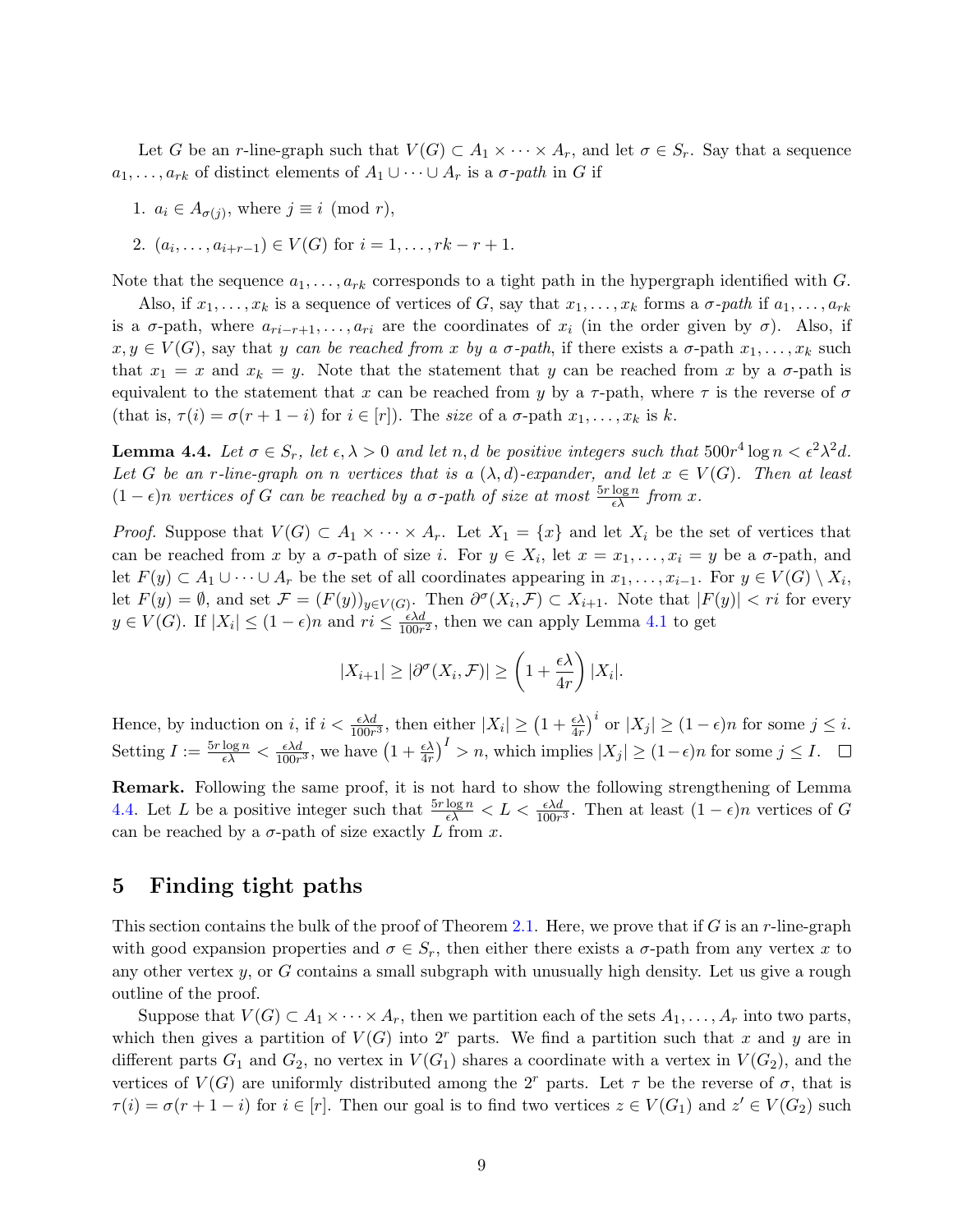Let $G$ be an $r$-line-graph such that $V(G) \subset A_1 \times \cdots \times A_r$, and let $\sigma \in S_r$. Say that a sequence $a_1, \dots, a_{rk}$ of distinct elements of $A_1 \cup \cdots \cup A_r$ is a *$\sigma$-path* in $G$ if

1. $a_i \in A_{\sigma(j)}$, where $j \equiv i \pmod r$,
2. $(a_i, \dots, a_{i+r-1}) \in V(G)$ for $i = 1, \dots, rk - r + 1$.

Note that the sequence $a_1, \dots, a_{rk}$ corresponds to a tight path in the hypergraph identified with $G$.

Also, if $x_1, \dots, x_k$ is a sequence of vertices of $G$, say that $x_1, \dots, x_k$ forms a *$\sigma$-path* if $a_1, \dots, a_{rk}$ is a $\sigma$-path, where $a_{ri-r+1}, \dots, a_{ri}$ are the coordinates of $x_i$ (in the order given by $\sigma$). Also, if $x, y \in V(G)$, say that *$y$ can be reached from $x$ by a $\sigma$-path*, if there exists a $\sigma$-path $x_1, \dots, x_k$ such that $x_1 = x$ and $x_k = y$. Note that the statement that $y$ can be reached from $x$ by a $\sigma$-path is equivalent to the statement that $x$ can be reached from $y$ by a $\tau$-path, where $\tau$ is the reverse of $\sigma$ (that is, $\tau(i) = \sigma(r+1-i)$ for $i \in [r]$). The *size* of a $\sigma$-path $x_1, \dots, x_k$ is $k$.

**Lemma 4.4.** *Let $\sigma \in S_r$, let $\epsilon, \lambda > 0$ and let $n, d$ be positive integers such that $500r^4 \log n < \epsilon^2\lambda^2 d$. Let $G$ be an $r$-line-graph on $n$ vertices that is a $(\lambda, d)$-expander, and let $x \in V(G)$. Then at least $(1-\epsilon)n$ vertices of $G$ can be reached by a $\sigma$-path of size at most $\frac{5r\log n}{\epsilon\lambda}$ from $x$.*

*Proof.* Suppose that $V(G) \subset A_1 \times \cdots \times A_r$. Let $X_1 = \{x\}$ and let $X_i$ be the set of vertices that can be reached from $x$ by a $\sigma$-path of size $i$. For $y \in X_i$, let $x = x_1, \dots, x_i = y$ be a $\sigma$-path, and let $F(y) \subset A_1 \cup \cdots \cup A_r$ be the set of all coordinates appearing in $x_1, \dots, x_{i-1}$. For $y \in V(G) \setminus X_i$, let $F(y) = \emptyset$, and set $\mathcal{F} = (F(y))_{y \in V(G)}$. Then $\partial^\sigma(X_i, \mathcal{F}) \subset X_{i+1}$. Note that $|F(y)| < ri$ for every $y \in V(G)$. If $|X_i| \leq (1-\epsilon)n$ and $ri \leq \frac{\epsilon\lambda d}{100r^2}$, then we can apply Lemma 4.1 to get

$$|X_{i+1}| \geq |\partial^\sigma(X_i, \mathcal{F})| \geq \left(1 + \frac{\epsilon\lambda}{4r}\right)|X_i|.$$

Hence, by induction on $i$, if $i < \frac{\epsilon\lambda d}{100r^3}$, then either $|X_i| \geq \left(1 + \frac{\epsilon\lambda}{4r}\right)^i$ or $|X_j| \geq (1-\epsilon)n$ for some $j \leq i$. Setting $I := \frac{5r\log n}{\epsilon\lambda} < \frac{\epsilon\lambda d}{100r^3}$, we have $\left(1 + \frac{\epsilon\lambda}{4r}\right)^I > n$, which implies $|X_j| \geq (1-\epsilon)n$ for some $j \leq I$. $\square$

**Remark.** Following the same proof, it is not hard to show the following strengthening of Lemma 4.4. Let $L$ be a positive integer such that $\frac{5r\log n}{\epsilon\lambda} < L < \frac{\epsilon\lambda d}{100r^3}$. Then at least $(1-\epsilon)n$ vertices of $G$ can be reached by a $\sigma$-path of size exactly $L$ from $x$.

## 5 Finding tight paths

This section contains the bulk of the proof of Theorem 2.1. Here, we prove that if $G$ is an $r$-line-graph with good expansion properties and $\sigma \in S_r$, then either there exists a $\sigma$-path from any vertex $x$ to any other vertex $y$, or $G$ contains a small subgraph with unusually high density. Let us give a rough outline of the proof.

Suppose that $V(G) \subset A_1 \times \cdots \times A_r$, then we partition each of the sets $A_1, \dots, A_r$ into two parts, which then gives a partition of $V(G)$ into $2^r$ parts. We find a partition such that $x$ and $y$ are in different parts $G_1$ and $G_2$, no vertex in $V(G_1)$ shares a coordinate with a vertex in $V(G_2)$, and the vertices of $V(G)$ are uniformly distributed among the $2^r$ parts. Let $\tau$ be the reverse of $\sigma$, that is $\tau(i) = \sigma(r+1-i)$ for $i \in [r]$. Then our goal is to find two vertices $z \in V(G_1)$ and $z' \in V(G_2)$ such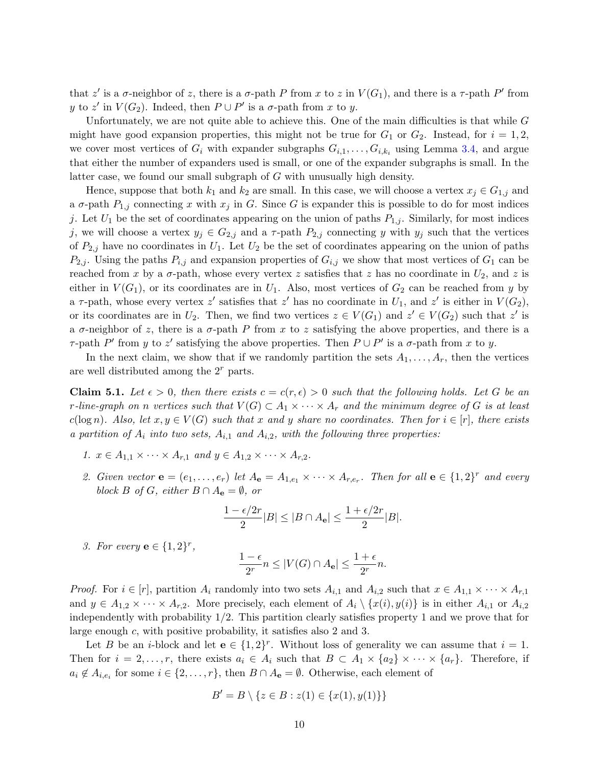that $z'$ is a $\sigma$-neighbor of $z$, there is a $\sigma$-path $P$ from $x$ to $z$ in $V(G_1)$, and there is a $\tau$-path $P'$ from $y$ to $z'$ in $V(G_2)$. Indeed, then $P \cup P'$ is a $\sigma$-path from $x$ to $y$.

Unfortunately, we are not quite able to achieve this. One of the main difficulties is that while $G$ might have good expansion properties, this might not be true for $G_1$ or $G_2$. Instead, for $i = 1, 2$, we cover most vertices of $G_i$ with expander subgraphs $G_{i,1}, \dots, G_{i,k_i}$ using Lemma 3.4, and argue that either the number of expanders used is small, or one of the expander subgraphs is small. In the latter case, we found our small subgraph of $G$ with unusually high density.

Hence, suppose that both $k_1$ and $k_2$ are small. In this case, we will choose a vertex $x_j \in G_{1,j}$ and a $\sigma$-path $P_{1,j}$ connecting $x$ with $x_j$ in $G$. Since $G$ is expander this is possible to do for most indices $j$. Let $U_1$ be the set of coordinates appearing on the union of paths $P_{1,j}$. Similarly, for most indices $j$, we will choose a vertex $y_j \in G_{2,j}$ and a $\tau$-path $P_{2,j}$ connecting $y$ with $y_j$ such that the vertices of $P_{2,j}$ have no coordinates in $U_1$. Let $U_2$ be the set of coordinates appearing on the union of paths $P_{2,j}$. Using the paths $P_{i,j}$ and expansion properties of $G_{i,j}$ we show that most vertices of $G_1$ can be reached from $x$ by a $\sigma$-path, whose every vertex $z$ satisfies that $z$ has no coordinate in $U_2$, and $z$ is either in $V(G_1)$, or its coordinates are in $U_1$. Also, most vertices of $G_2$ can be reached from $y$ by a $\tau$-path, whose every vertex $z'$ satisfies that $z'$ has no coordinate in $U_1$, and $z'$ is either in $V(G_2)$, or its coordinates are in $U_2$. Then, we find two vertices $z \in V(G_1)$ and $z' \in V(G_2)$ such that $z'$ is a $\sigma$-neighbor of $z$, there is a $\sigma$-path $P$ from $x$ to $z$ satisfying the above properties, and there is a $\tau$-path $P'$ from $y$ to $z'$ satisfying the above properties. Then $P \cup P'$ is a $\sigma$-path from $x$ to $y$.

In the next claim, we show that if we randomly partition the sets $A_1, \dots, A_r$, then the vertices are well distributed among the $2^r$ parts.

**Claim 5.1.** *Let $\epsilon > 0$, then there exists $c = c(r, \epsilon) > 0$ such that the following holds. Let $G$ be an $r$-line-graph on $n$ vertices such that $V(G) \subset A_1 \times \cdots \times A_r$ and the minimum degree of $G$ is at least $c(\log n)$. Also, let $x, y \in V(G)$ such that $x$ and $y$ share no coordinates. Then for $i \in [r]$, there exists a partition of $A_i$ into two sets, $A_{i,1}$ and $A_{i,2}$, with the following three properties:*

1. *$x \in A_{1,1} \times \cdots \times A_{r,1}$ and $y \in A_{1,2} \times \cdots \times A_{r,2}$.*
2. *Given vector $\mathbf{e} = (e_1, \dots, e_r)$ let $A_{\mathbf{e}} = A_{1,e_1} \times \cdots \times A_{r,e_r}$. Then for all $\mathbf{e} \in \{1,2\}^r$ and every block $B$ of $G$, either $B \cap A_{\mathbf{e}} = \emptyset$, or*
$$\frac{1 - \epsilon/2r}{2}|B| \le |B \cap A_{\mathbf{e}}| \le \frac{1 + \epsilon/2r}{2}|B|.$$
3. *For every $\mathbf{e} \in \{1,2\}^r$,*
$$\frac{1 - \epsilon}{2^r}n \le |V(G) \cap A_{\mathbf{e}}| \le \frac{1 + \epsilon}{2^r}n.$$

*Proof.* For $i \in [r]$, partition $A_i$ randomly into two sets $A_{i,1}$ and $A_{i,2}$ such that $x \in A_{1,1} \times \cdots \times A_{r,1}$ and $y \in A_{1,2} \times \cdots \times A_{r,2}$. More precisely, each element of $A_i \setminus \{x(i), y(i)\}$ is in either $A_{i,1}$ or $A_{i,2}$ independently with probability $1/2$. This partition clearly satisfies property 1 and we prove that for large enough $c$, with positive probability, it satisfies also 2 and 3.

Let $B$ be an $i$-block and let $\mathbf{e} \in \{1,2\}^r$. Without loss of generality we can assume that $i = 1$. Then for $i = 2, \dots, r$, there exists $a_i \in A_i$ such that $B \subset A_1 \times \{a_2\} \times \cdots \times \{a_r\}$. Therefore, if $a_i \notin A_{i,e_i}$ for some $i \in \{2, \dots, r\}$, then $B \cap A_{\mathbf{e}} = \emptyset$. Otherwise, each element of
$$B' = B \setminus \{z \in B : z(1) \in \{x(1), y(1)\}\}$$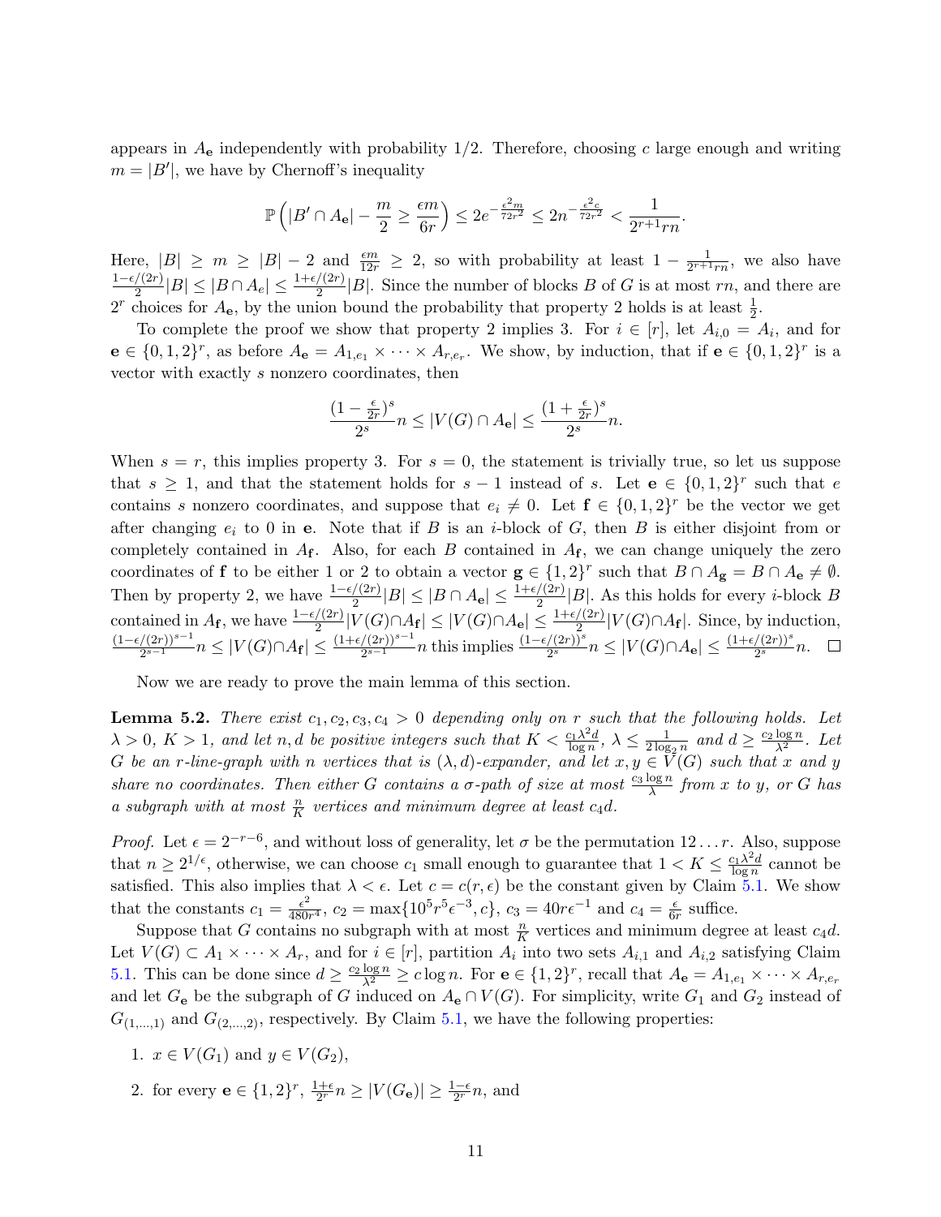appears in $A_{\mathbf{e}}$ independently with probability 1/2. Therefore, choosing $c$ large enough and writing $m = |B'|$, we have by Chernoff's inequality

$$\mathbb{P}\left(|B' \cap A_{\mathbf{e}}| - \frac{m}{2} \geq \frac{\epsilon m}{6r}\right) \leq 2e^{-\frac{\epsilon^2 m}{72r^2}} \leq 2n^{-\frac{\epsilon^2 c}{72r^2}} < \frac{1}{2^{r+1}rn}.$$

Here, $|B| \geq m \geq |B| - 2$ and $\frac{\epsilon m}{12r} \geq 2$, so with probability at least $1 - \frac{1}{2^{r+1}rn}$, we also have $\frac{1-\epsilon/(2r)}{2}|B| \leq |B \cap A_e| \leq \frac{1+\epsilon/(2r)}{2}|B|$. Since the number of blocks $B$ of $G$ is at most $rn$, and there are $2^r$ choices for $A_{\mathbf{e}}$, by the union bound the probability that property 2 holds is at least $\frac{1}{2}$.

To complete the proof we show that property 2 implies 3. For $i \in [r]$, let $A_{i,0} = A_i$, and for $\mathbf{e} \in \{0,1,2\}^r$, as before $A_{\mathbf{e}} = A_{1,e_1} \times \cdots \times A_{r,e_r}$. We show, by induction, that if $\mathbf{e} \in \{0,1,2\}^r$ is a vector with exactly $s$ nonzero coordinates, then

$$\frac{(1-\frac{\epsilon}{2r})^s}{2^s}n \leq |V(G) \cap A_{\mathbf{e}}| \leq \frac{(1+\frac{\epsilon}{2r})^s}{2^s}n.$$

When $s = r$, this implies property 3. For $s = 0$, the statement is trivially true, so let us suppose that $s \geq 1$, and that the statement holds for $s-1$ instead of $s$. Let $\mathbf{e} \in \{0,1,2\}^r$ such that $e$ contains $s$ nonzero coordinates, and suppose that $e_i \neq 0$. Let $\mathbf{f} \in \{0,1,2\}^r$ be the vector we get after changing $e_i$ to 0 in $\mathbf{e}$. Note that if $B$ is an $i$-block of $G$, then $B$ is either disjoint from or completely contained in $A_{\mathbf{f}}$. Also, for each $B$ contained in $A_{\mathbf{f}}$, we can change uniquely the zero coordinates of $\mathbf{f}$ to be either 1 or 2 to obtain a vector $\mathbf{g} \in \{1,2\}^r$ such that $B \cap A_{\mathbf{g}} = B \cap A_{\mathbf{e}} \neq \emptyset$. Then by property 2, we have $\frac{1-\epsilon/(2r)}{2}|B| \leq |B \cap A_{\mathbf{e}}| \leq \frac{1+\epsilon/(2r)}{2}|B|$. As this holds for every $i$-block $B$ contained in $A_{\mathbf{f}}$, we have $\frac{1-\epsilon/(2r)}{2}|V(G) \cap A_{\mathbf{f}}| \leq |V(G) \cap A_{\mathbf{e}}| \leq \frac{1+\epsilon/(2r)}{2}|V(G) \cap A_{\mathbf{f}}|$. Since, by induction, $\frac{(1-\epsilon/(2r))^{s-1}}{2^{s-1}}n \leq |V(G) \cap A_{\mathbf{f}}| \leq \frac{(1+\epsilon/(2r))^{s-1}}{2^{s-1}}n$ this implies $\frac{(1-\epsilon/(2r))^s}{2^s}n \leq |V(G) \cap A_{\mathbf{e}}| \leq \frac{(1+\epsilon/(2r))^s}{2^s}n$. $\square$

Now we are ready to prove the main lemma of this section.

**Lemma 5.2.** *There exist $c_1, c_2, c_3, c_4 > 0$ depending only on $r$ such that the following holds. Let $\lambda > 0$, $K > 1$, and let $n, d$ be positive integers such that $K < \frac{c_1 \lambda^2 d}{\log n}$, $\lambda \leq \frac{1}{2\log_2 n}$ and $d \geq \frac{c_2 \log n}{\lambda^2}$. Let $G$ be an $r$-line-graph with $n$ vertices that is $(\lambda, d)$-expander, and let $x, y \in V(G)$ such that $x$ and $y$ share no coordinates. Then either $G$ contains a $\sigma$-path of size at most $\frac{c_3 \log n}{\lambda}$ from $x$ to $y$, or $G$ has a subgraph with at most $\frac{n}{K}$ vertices and minimum degree at least $c_4 d$.*

*Proof.* Let $\epsilon = 2^{-r-6}$, and without loss of generality, let $\sigma$ be the permutation $12\ldots r$. Also, suppose that $n \geq 2^{1/\epsilon}$, otherwise, we can choose $c_1$ small enough to guarantee that $1 < K \leq \frac{c_1 \lambda^2 d}{\log n}$ cannot be satisfied. This also implies that $\lambda < \epsilon$. Let $c = c(r, \epsilon)$ be the constant given by Claim 5.1. We show that the constants $c_1 = \frac{\epsilon^2}{480r^4}$, $c_2 = \max\{10^5 r^5 \epsilon^{-3}, c\}$, $c_3 = 40r\epsilon^{-1}$ and $c_4 = \frac{\epsilon}{6r}$ suffice.

Suppose that $G$ contains no subgraph with at most $\frac{n}{K}$ vertices and minimum degree at least $c_4 d$. Let $V(G) \subset A_1 \times \cdots \times A_r$, and for $i \in [r]$, partition $A_i$ into two sets $A_{i,1}$ and $A_{i,2}$ satisfying Claim 5.1. This can be done since $d \geq \frac{c_2 \log n}{\lambda^2} \geq c \log n$. For $\mathbf{e} \in \{1,2\}^r$, recall that $A_{\mathbf{e}} = A_{1,e_1} \times \cdots \times A_{r,e_r}$ and let $G_{\mathbf{e}}$ be the subgraph of $G$ induced on $A_{\mathbf{e}} \cap V(G)$. For simplicity, write $G_1$ and $G_2$ instead of $G_{(1,\ldots,1)}$ and $G_{(2,\ldots,2)}$, respectively. By Claim 5.1, we have the following properties:

1. $x \in V(G_1)$ and $y \in V(G_2)$,
2. for every $\mathbf{e} \in \{1,2\}^r$, $\frac{1+\epsilon}{2^r}n \geq |V(G_{\mathbf{e}})| \geq \frac{1-\epsilon}{2^r}n$, and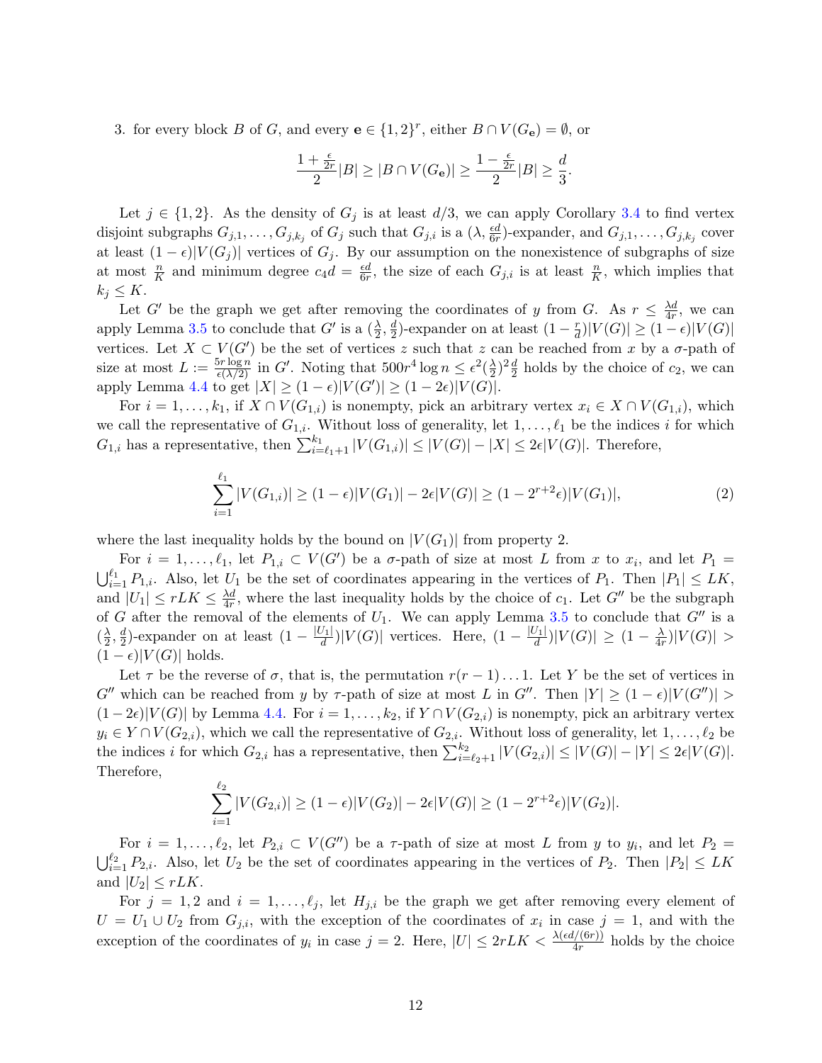3. for every block $B$ of $G$, and every $\mathbf{e} \in \{1,2\}^r$, either $B \cap V(G_{\mathbf{e}}) = \emptyset$, or

$$\frac{1+\frac{\epsilon}{2r}}{2}|B| \geq |B \cap V(G_{\mathbf{e}})| \geq \frac{1-\frac{\epsilon}{2r}}{2}|B| \geq \frac{d}{3}.$$

Let $j \in \{1,2\}$. As the density of $G_j$ is at least $d/3$, we can apply Corollary 3.4 to find vertex disjoint subgraphs $G_{j,1}, \dots, G_{j,k_j}$ of $G_j$ such that $G_{j,i}$ is a $(\lambda, \frac{\epsilon d}{6r})$-expander, and $G_{j,1}, \dots, G_{j,k_j}$ cover at least $(1-\epsilon)|V(G_j)|$ vertices of $G_j$. By our assumption on the nonexistence of subgraphs of size at most $\frac{n}{K}$ and minimum degree $c_4 d = \frac{\epsilon d}{6r}$, the size of each $G_{j,i}$ is at least $\frac{n}{K}$, which implies that $k_j \leq K$.

Let $G'$ be the graph we get after removing the coordinates of $y$ from $G$. As $r \leq \frac{\lambda d}{4r}$, we can apply Lemma 3.5 to conclude that $G'$ is a $(\frac{\lambda}{2}, \frac{d}{2})$-expander on at least $(1-\frac{r}{d})|V(G)| \geq (1-\epsilon)|V(G)|$ vertices. Let $X \subset V(G')$ be the set of vertices $z$ such that $z$ can be reached from $x$ by a $\sigma$-path of size at most $L := \frac{5r \log n}{\epsilon(\lambda/2)}$ in $G'$. Noting that $500r^4 \log n \leq \epsilon^2 (\frac{\lambda}{2})^2 \frac{d}{2}$ holds by the choice of $c_2$, we can apply Lemma 4.4 to get $|X| \geq (1-\epsilon)|V(G')| \geq (1-2\epsilon)|V(G)|$.

For $i = 1, \dots, k_1$, if $X \cap V(G_{1,i})$ is nonempty, pick an arbitrary vertex $x_i \in X \cap V(G_{1,i})$, which we call the representative of $G_{1,i}$. Without loss of generality, let $1, \dots, \ell_1$ be the indices $i$ for which $G_{1,i}$ has a representative, then $\sum_{i=\ell_1+1}^{k_1} |V(G_{1,i})| \leq |V(G)| - |X| \leq 2\epsilon|V(G)|$. Therefore,

$$\sum_{i=1}^{\ell_1} |V(G_{1,i})| \geq (1-\epsilon)|V(G_1)| - 2\epsilon|V(G)| \geq (1-2^{r+2}\epsilon)|V(G_1)|, \tag{2}$$

where the last inequality holds by the bound on $|V(G_1)|$ from property 2.

For $i = 1, \dots, \ell_1$, let $P_{1,i} \subset V(G')$ be a $\sigma$-path of size at most $L$ from $x$ to $x_i$, and let $P_1 = \bigcup_{i=1}^{\ell_1} P_{1,i}$. Also, let $U_1$ be the set of coordinates appearing in the vertices of $P_1$. Then $|P_1| \leq LK$, and $|U_1| \leq rLK \leq \frac{\lambda d}{4r}$, where the last inequality holds by the choice of $c_1$. Let $G''$ be the subgraph of $G$ after the removal of the elements of $U_1$. We can apply Lemma 3.5 to conclude that $G''$ is a $(\frac{\lambda}{2}, \frac{d}{2})$-expander on at least $(1-\frac{|U_1|}{d})|V(G)|$ vertices. Here, $(1-\frac{|U_1|}{d})|V(G)| \geq (1-\frac{\lambda}{4r})|V(G)| > (1-\epsilon)|V(G)|$ holds.

Let $\tau$ be the reverse of $\sigma$, that is, the permutation $r(r-1)\dots 1$. Let $Y$ be the set of vertices in $G''$ which can be reached from $y$ by $\tau$-path of size at most $L$ in $G''$. Then $|Y| \geq (1-\epsilon)|V(G'')| > (1-2\epsilon)|V(G)|$ by Lemma 4.4. For $i = 1, \dots, k_2$, if $Y \cap V(G_{2,i})$ is nonempty, pick an arbitrary vertex $y_i \in Y \cap V(G_{2,i})$, which we call the representative of $G_{2,i}$. Without loss of generality, let $1, \dots, \ell_2$ be the indices $i$ for which $G_{2,i}$ has a representative, then $\sum_{i=\ell_2+1}^{k_2} |V(G_{2,i})| \leq |V(G)| - |Y| \leq 2\epsilon|V(G)|$. Therefore,

$$\sum_{i=1}^{\ell_2} |V(G_{2,i})| \geq (1-\epsilon)|V(G_2)| - 2\epsilon|V(G)| \geq (1-2^{r+2}\epsilon)|V(G_2)|.$$

For $i = 1, \dots, \ell_2$, let $P_{2,i} \subset V(G'')$ be a $\tau$-path of size at most $L$ from $y$ to $y_i$, and let $P_2 = \bigcup_{i=1}^{\ell_2} P_{2,i}$. Also, let $U_2$ be the set of coordinates appearing in the vertices of $P_2$. Then $|P_2| \leq LK$ and $|U_2| \leq rLK$.

For $j = 1,2$ and $i = 1, \dots, \ell_j$, let $H_{j,i}$ be the graph we get after removing every element of $U = U_1 \cup U_2$ from $G_{j,i}$, with the exception of the coordinates of $x_i$ in case $j = 1$, and with the exception of the coordinates of $y_i$ in case $j = 2$. Here, $|U| \leq 2rLK < \frac{\lambda(\epsilon d/(6r))}{4r}$ holds by the choice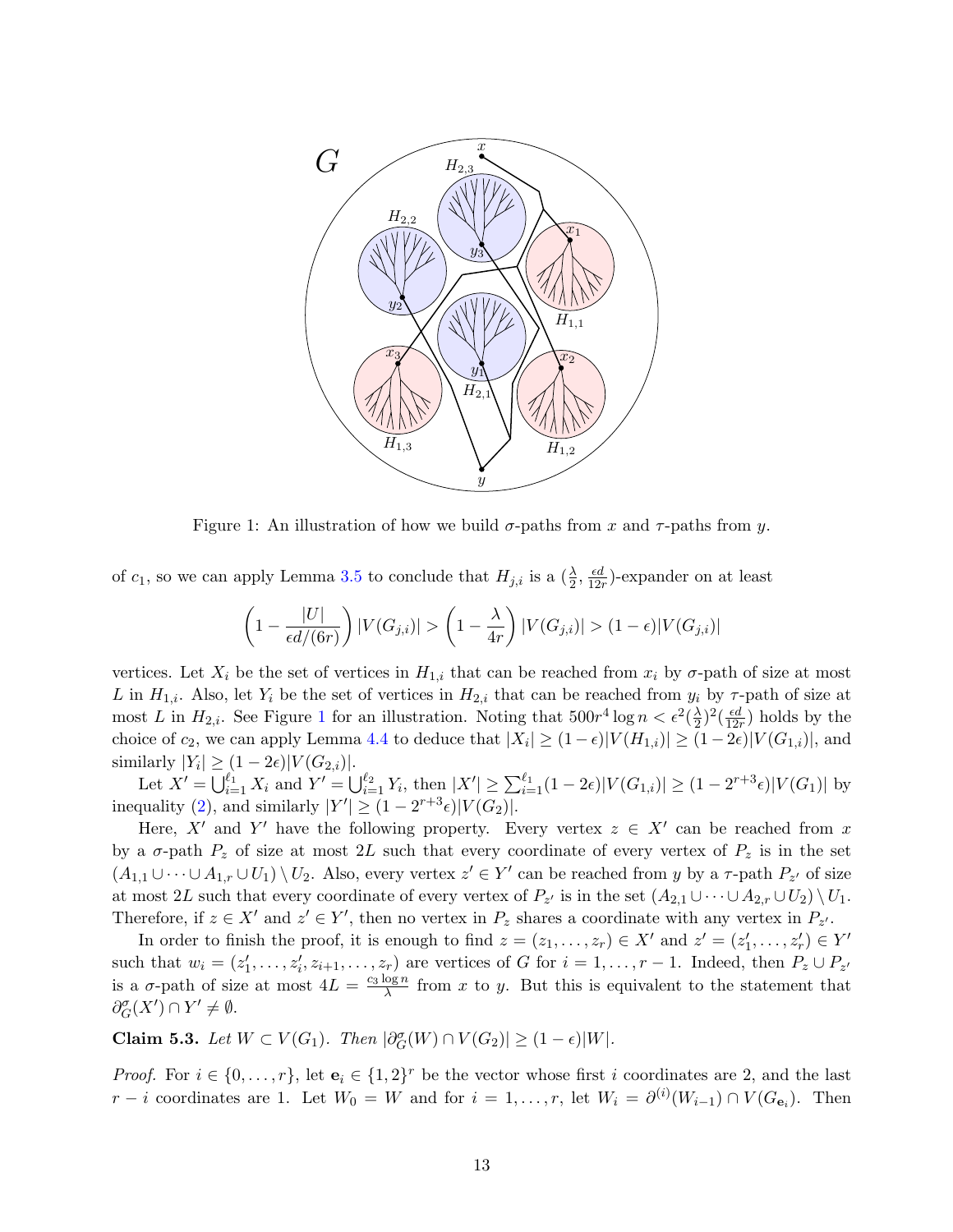Figure 1: An illustration of how we build $\sigma$-paths from $x$ and $\tau$-paths from $y$.

of $c_1$, so we can apply Lemma 3.5 to conclude that $H_{j,i}$ is a $(\frac{\lambda}{2}, \frac{\epsilon d}{12r})$-expander on at least

$$\left(1 - \frac{|U|}{\epsilon d/(6r)}\right)|V(G_{j,i})| > \left(1 - \frac{\lambda}{4r}\right)|V(G_{j,i})| > (1-\epsilon)|V(G_{j,i})|$$

vertices. Let $X_i$ be the set of vertices in $H_{1,i}$ that can be reached from $x_i$ by $\sigma$-path of size at most $L$ in $H_{1,i}$. Also, let $Y_i$ be the set of vertices in $H_{2,i}$ that can be reached from $y_i$ by $\tau$-path of size at most $L$ in $H_{2,i}$. See Figure 1 for an illustration. Noting that $500r^4 \log n < \epsilon^2(\frac{\lambda}{2})^2(\frac{\epsilon d}{12r})$ holds by the choice of $c_2$, we can apply Lemma 4.4 to deduce that $|X_i| \geq (1-\epsilon)|V(H_{1,i})| \geq (1-2\epsilon)|V(G_{1,i})|$, and similarly $|Y_i| \geq (1-2\epsilon)|V(G_{2,i})|$.

Let $X' = \bigcup_{i=1}^{\ell_1} X_i$ and $Y' = \bigcup_{i=1}^{\ell_2} Y_i$, then $|X'| \geq \sum_{i=1}^{\ell_1}(1-2\epsilon)|V(G_{1,i})| \geq (1-2^{r+3}\epsilon)|V(G_1)|$ by inequality (2), and similarly $|Y'| \geq (1-2^{r+3}\epsilon)|V(G_2)|$.

Here, $X'$ and $Y'$ have the following property. Every vertex $z \in X'$ can be reached from $x$ by a $\sigma$-path $P_z$ of size at most $2L$ such that every coordinate of every vertex of $P_z$ is in the set $(A_{1,1} \cup \dots \cup A_{1,r} \cup U_1) \setminus U_2$. Also, every vertex $z' \in Y'$ can be reached from $y$ by a $\tau$-path $P_{z'}$ of size at most $2L$ such that every coordinate of every vertex of $P_{z'}$ is in the set $(A_{2,1} \cup \dots \cup A_{2,r} \cup U_2) \setminus U_1$. Therefore, if $z \in X'$ and $z' \in Y'$, then no vertex in $P_z$ shares a coordinate with any vertex in $P_{z'}$.

In order to finish the proof, it is enough to find $z = (z_1, \dots, z_r) \in X'$ and $z' = (z'_1, \dots, z'_r) \in Y'$ such that $w_i = (z'_1, \dots, z'_i, z_{i+1}, \dots, z_r)$ are vertices of $G$ for $i = 1, \dots, r-1$. Indeed, then $P_z \cup P_{z'}$ is a $\sigma$-path of size at most $4L = \frac{c_3 \log n}{\lambda}$ from $x$ to $y$. But this is equivalent to the statement that $\partial^\sigma_G(X') \cap Y' \neq \emptyset$.

**Claim 5.3.** *Let $W \subset V(G_1)$. Then $|\partial^\sigma_G(W) \cap V(G_2)| \geq (1-\epsilon)|W|$.*

*Proof.* For $i \in \{0, \dots, r\}$, let $\mathbf{e}_i \in \{1,2\}^r$ be the vector whose first $i$ coordinates are 2, and the last $r-i$ coordinates are 1. Let $W_0 = W$ and for $i = 1, \dots, r$, let $W_i = \partial^{(i)}(W_{i-1}) \cap V(G_{\mathbf{e}_i})$. Then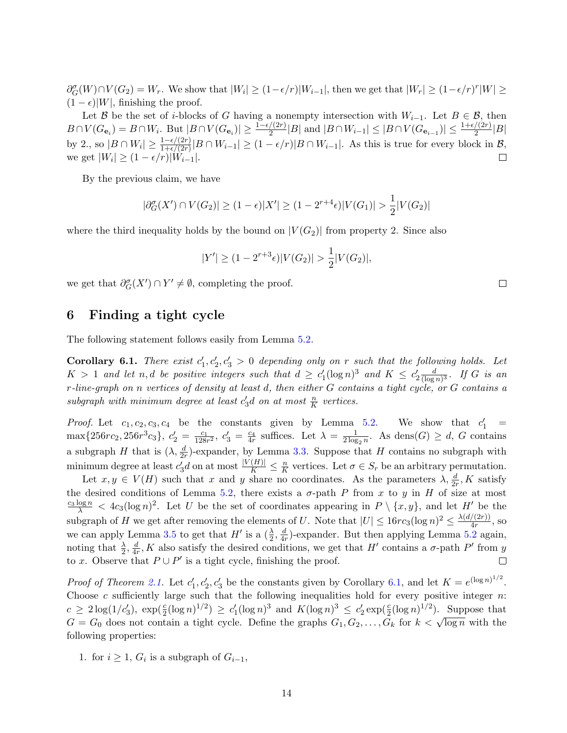$\partial_G^\sigma(W) \cap V(G_2) = W_r$. We show that $|W_i| \geq (1-\epsilon/r)|W_{i-1}|$, then we get that $|W_r| \geq (1-\epsilon/r)^r|W| \geq (1-\epsilon)|W|$, finishing the proof.

Let $\mathcal{B}$ be the set of $i$-blocks of $G$ having a nonempty intersection with $W_{i-1}$. Let $B \in \mathcal{B}$, then $B \cap V(G_{\mathbf{e}_i}) = B \cap W_i$. But $|B \cap V(G_{\mathbf{e}_i})| \geq \frac{1-\epsilon/(2r)}{2}|B|$ and $|B \cap W_{i-1}| \leq |B \cap V(G_{\mathbf{e}_{i-1}})| \leq \frac{1+\epsilon/(2r)}{2}|B|$ by 2., so $|B \cap W_i| \geq \frac{1-\epsilon/(2r)}{1+\epsilon/(2r)}|B \cap W_{i-1}| \geq (1-\epsilon/r)|B \cap W_{i-1}|$. As this is true for every block in $\mathcal{B}$, we get $|W_i| \geq (1-\epsilon/r)|W_{i-1}|$. $\square$

By the previous claim, we have

$$|\partial_G^\sigma(X') \cap V(G_2)| \geq (1-\epsilon)|X'| \geq (1-2^{r+4}\epsilon)|V(G_1)| > \frac{1}{2}|V(G_2)|$$

where the third inequality holds by the bound on $|V(G_2)|$ from property 2. Since also

$$|Y'| \geq (1-2^{r+3}\epsilon)|V(G_2)| > \frac{1}{2}|V(G_2)|,$$

we get that $\partial_G^\sigma(X') \cap Y' \neq \emptyset$, completing the proof. $\square$

## 6 Finding a tight cycle

The following statement follows easily from Lemma 5.2.

**Corollary 6.1.** *There exist $c_1', c_2', c_3' > 0$ depending only on $r$ such that the following holds. Let $K > 1$ and let $n, d$ be positive integers such that $d \geq c_1'(\log n)^3$ and $K \leq c_2' \frac{d}{(\log n)^3}$. If $G$ is an $r$-line-graph on $n$ vertices of density at least $d$, then either $G$ contains a tight cycle, or $G$ contains a subgraph with minimum degree at least $c_3' d$ on at most $\frac{n}{K}$ vertices.*

*Proof.* Let $c_1, c_2, c_3, c_4$ be the constants given by Lemma 5.2. We show that $c_1' = \max\{256rc_2, 256r^3c_3\}$, $c_2' = \frac{c_1}{128r^2}$, $c_3' = \frac{c_4}{4r}$ suffices. Let $\lambda = \frac{1}{2\log_2 n}$. As $\text{dens}(G) \geq d$, $G$ contains a subgraph $H$ that is $(\lambda, \frac{d}{2r})$-expander, by Lemma 3.3. Suppose that $H$ contains no subgraph with minimum degree at least $c_3' d$ on at most $\frac{|V(H)|}{K} \leq \frac{n}{K}$ vertices. Let $\sigma \in S_r$ be an arbitrary permutation.

Let $x, y \in V(H)$ such that $x$ and $y$ share no coordinates. As the parameters $\lambda, \frac{d}{2r}, K$ satisfy the desired conditions of Lemma 5.2, there exists a $\sigma$-path $P$ from $x$ to $y$ in $H$ of size at most $\frac{c_3 \log n}{\lambda} < 4c_3(\log n)^2$. Let $U$ be the set of coordinates appearing in $P \setminus \{x, y\}$, and let $H'$ be the subgraph of $H$ we get after removing the elements of $U$. Note that $|U| \leq 16rc_3(\log n)^2 \leq \frac{\lambda(d/(2r))}{4r}$, so we can apply Lemma 3.5 to get that $H'$ is a $(\frac{\lambda}{2}, \frac{d}{4r})$-expander. But then applying Lemma 5.2 again, noting that $\frac{\lambda}{2}, \frac{d}{4r}, K$ also satisfy the desired conditions, we get that $H'$ contains a $\sigma$-path $P'$ from $y$ to $x$. Observe that $P \cup P'$ is a tight cycle, finishing the proof. $\square$

*Proof of Theorem 2.1.* Let $c_1', c_2', c_3'$ be the constants given by Corollary 6.1, and let $K = e^{(\log n)^{1/2}}$. Choose $c$ sufficiently large such that the following inequalities hold for every positive integer $n$: $c \geq 2\log(1/c_3')$, $\exp(\frac{c}{2}(\log n)^{1/2}) \geq c_1'(\log n)^3$ and $K(\log n)^3 \leq c_2' \exp(\frac{c}{2}(\log n)^{1/2})$. Suppose that $G = G_0$ does not contain a tight cycle. Define the graphs $G_1, G_2, \ldots, G_k$ for $k < \sqrt{\log n}$ with the following properties:

1. for $i \geq 1$, $G_i$ is a subgraph of $G_{i-1}$,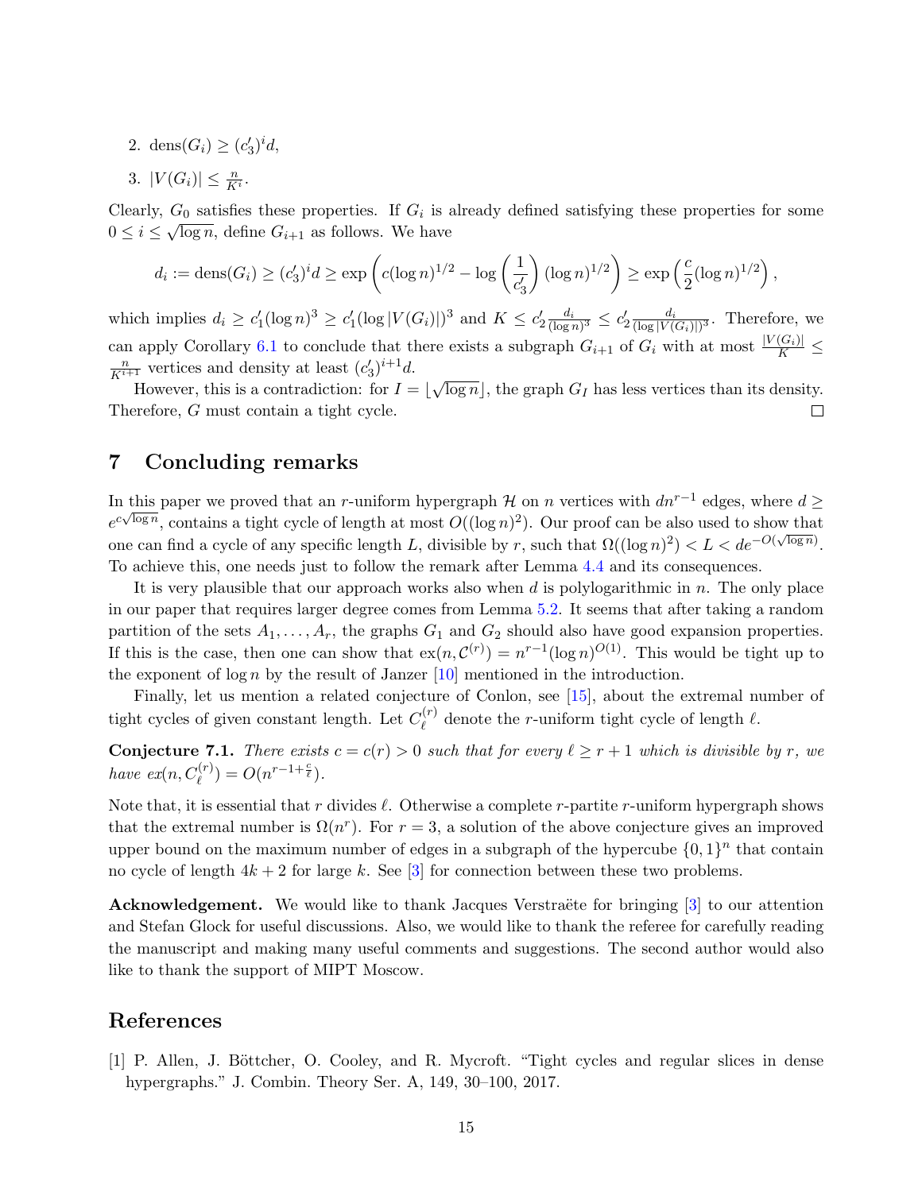2. $\text{dens}(G_i) \geq (c_3')^i d$,
3. $|V(G_i)| \leq \frac{n}{K^i}$.

Clearly, $G_0$ satisfies these properties. If $G_i$ is already defined satisfying these properties for some $0 \leq i \leq \sqrt{\log n}$, define $G_{i+1}$ as follows. We have

$$d_i := \text{dens}(G_i) \geq (c_3')^i d \geq \exp\left(c(\log n)^{1/2} - \log\left(\frac{1}{c_3'}\right)(\log n)^{1/2}\right) \geq \exp\left(\frac{c}{2}(\log n)^{1/2}\right),$$

which implies $d_i \geq c_1'(\log n)^3 \geq c_1'(\log |V(G_i)|)^3$ and $K \leq c_2' \frac{d_i}{(\log n)^3} \leq c_2' \frac{d_i}{(\log |V(G_i)|)^3}$. Therefore, we can apply Corollary 6.1 to conclude that there exists a subgraph $G_{i+1}$ of $G_i$ with at most $\frac{|V(G_i)|}{K} \leq \frac{n}{K^{i+1}}$ vertices and density at least $(c_3')^{i+1}d$.

However, this is a contradiction: for $I = \lfloor \sqrt{\log n} \rfloor$, the graph $G_I$ has less vertices than its density. Therefore, $G$ must contain a tight cycle. □

## 7 Concluding remarks

In this paper we proved that an $r$-uniform hypergraph $\mathcal{H}$ on $n$ vertices with $dn^{r-1}$ edges, where $d \geq e^{c\sqrt{\log n}}$, contains a tight cycle of length at most $O((\log n)^2)$. Our proof can be also used to show that one can find a cycle of any specific length $L$, divisible by $r$, such that $\Omega((\log n)^2) < L < de^{-O(\sqrt{\log n})}$. To achieve this, one needs just to follow the remark after Lemma 4.4 and its consequences.

It is very plausible that our approach works also when $d$ is polylogarithmic in $n$. The only place in our paper that requires larger degree comes from Lemma 5.2. It seems that after taking a random partition of the sets $A_1, \ldots, A_r$, the graphs $G_1$ and $G_2$ should also have good expansion properties. If this is the case, then one can show that $\text{ex}(n, \mathcal{C}^{(r)}) = n^{r-1}(\log n)^{O(1)}$. This would be tight up to the exponent of $\log n$ by the result of Janzer [10] mentioned in the introduction.

Finally, let us mention a related conjecture of Conlon, see [15], about the extremal number of tight cycles of given constant length. Let $C_\ell^{(r)}$ denote the $r$-uniform tight cycle of length $\ell$.

**Conjecture 7.1.** *There exists $c = c(r) > 0$ such that for every $\ell \geq r+1$ which is divisible by $r$, we have $\text{ex}(n, C_\ell^{(r)}) = O(n^{r-1+\frac{c}{\ell}})$.*

Note that, it is essential that $r$ divides $\ell$. Otherwise a complete $r$-partite $r$-uniform hypergraph shows that the extremal number is $\Omega(n^r)$. For $r = 3$, a solution of the above conjecture gives an improved upper bound on the maximum number of edges in a subgraph of the hypercube $\{0,1\}^n$ that contain no cycle of length $4k+2$ for large $k$. See [3] for connection between these two problems.

**Acknowledgement.** We would like to thank Jacques Verstraëte for bringing [3] to our attention and Stefan Glock for useful discussions. Also, we would like to thank the referee for carefully reading the manuscript and making many useful comments and suggestions. The second author would also like to thank the support of MIPT Moscow.

## References

[1] P. Allen, J. Böttcher, O. Cooley, and R. Mycroft. "Tight cycles and regular slices in dense hypergraphs." J. Combin. Theory Ser. A, 149, 30–100, 2017.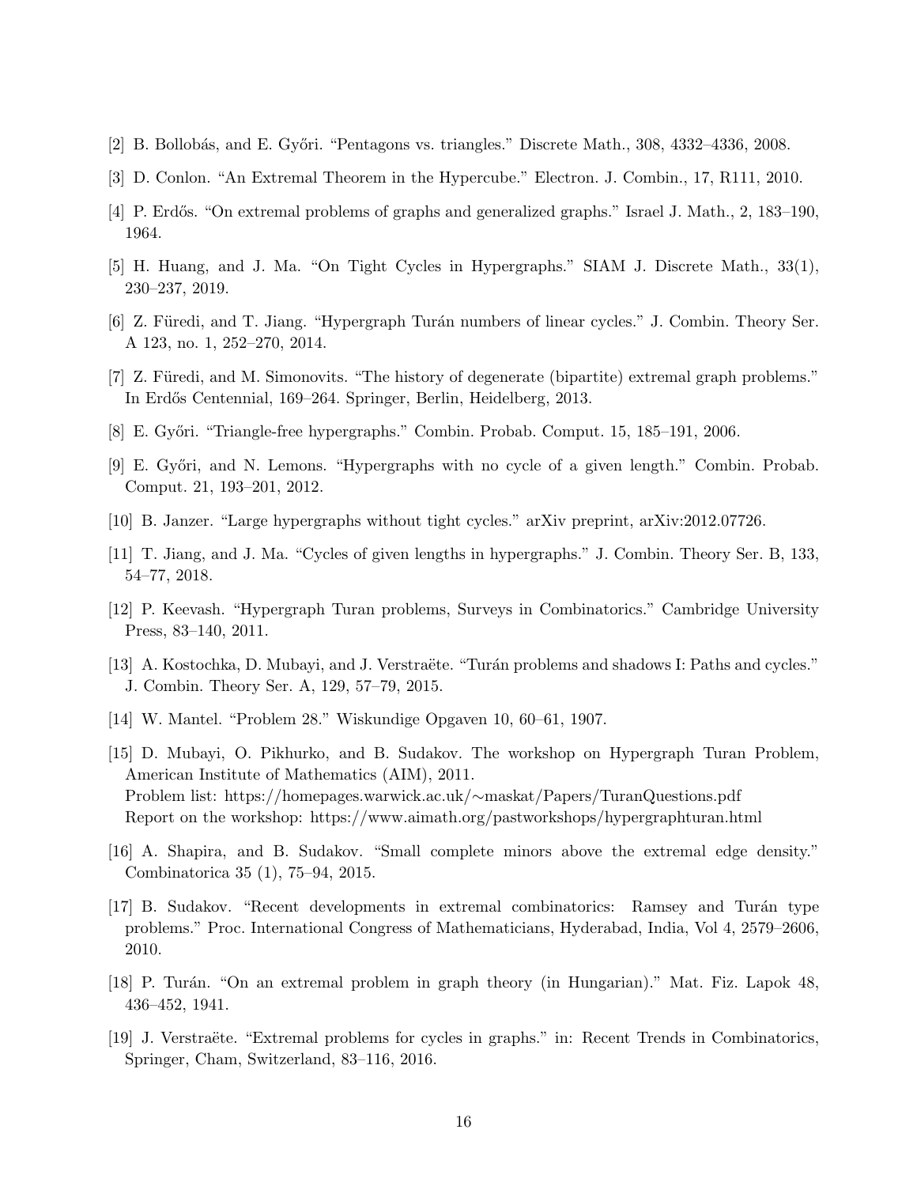[2] B. Bollobás, and E. Győri. "Pentagons vs. triangles." Discrete Math., 308, 4332–4336, 2008.

[3] D. Conlon. "An Extremal Theorem in the Hypercube." Electron. J. Combin., 17, R111, 2010.

[4] P. Erdős. "On extremal problems of graphs and generalized graphs." Israel J. Math., 2, 183–190, 1964.

[5] H. Huang, and J. Ma. "On Tight Cycles in Hypergraphs." SIAM J. Discrete Math., 33(1), 230–237, 2019.

[6] Z. Füredi, and T. Jiang. "Hypergraph Turán numbers of linear cycles." J. Combin. Theory Ser. A 123, no. 1, 252–270, 2014.

[7] Z. Füredi, and M. Simonovits. "The history of degenerate (bipartite) extremal graph problems." In Erdős Centennial, 169–264. Springer, Berlin, Heidelberg, 2013.

[8] E. Győri. "Triangle-free hypergraphs." Combin. Probab. Comput. 15, 185–191, 2006.

[9] E. Győri, and N. Lemons. "Hypergraphs with no cycle of a given length." Combin. Probab. Comput. 21, 193–201, 2012.

[10] B. Janzer. "Large hypergraphs without tight cycles." arXiv preprint, arXiv:2012.07726.

[11] T. Jiang, and J. Ma. "Cycles of given lengths in hypergraphs." J. Combin. Theory Ser. B, 133, 54–77, 2018.

[12] P. Keevash. "Hypergraph Turan problems, Surveys in Combinatorics." Cambridge University Press, 83–140, 2011.

[13] A. Kostochka, D. Mubayi, and J. Verstraëte. "Turán problems and shadows I: Paths and cycles." J. Combin. Theory Ser. A, 129, 57–79, 2015.

[14] W. Mantel. "Problem 28." Wiskundige Opgaven 10, 60–61, 1907.

[15] D. Mubayi, O. Pikhurko, and B. Sudakov. The workshop on Hypergraph Turan Problem, American Institute of Mathematics (AIM), 2011.
Problem list: https://homepages.warwick.ac.uk/∼maskat/Papers/TuranQuestions.pdf
Report on the workshop: https://www.aimath.org/pastworkshops/hypergraphturan.html

[16] A. Shapira, and B. Sudakov. "Small complete minors above the extremal edge density." Combinatorica 35 (1), 75–94, 2015.

[17] B. Sudakov. "Recent developments in extremal combinatorics: Ramsey and Turán type problems." Proc. International Congress of Mathematicians, Hyderabad, India, Vol 4, 2579–2606, 2010.

[18] P. Turán. "On an extremal problem in graph theory (in Hungarian)." Mat. Fiz. Lapok 48, 436–452, 1941.

[19] J. Verstraëte. "Extremal problems for cycles in graphs." in: Recent Trends in Combinatorics, Springer, Cham, Switzerland, 83–116, 2016.